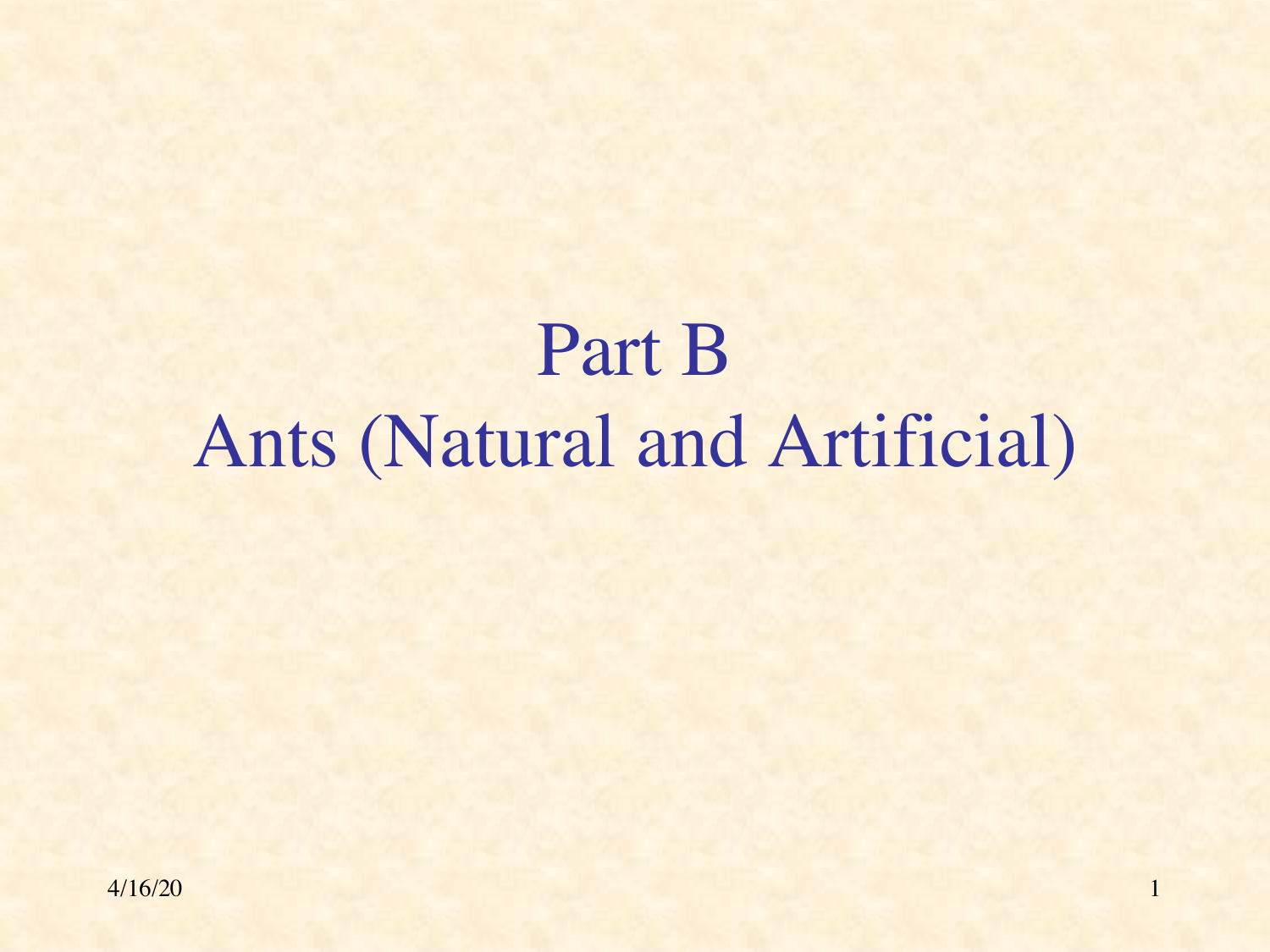# Part B
# Ants (Natural and Artificial)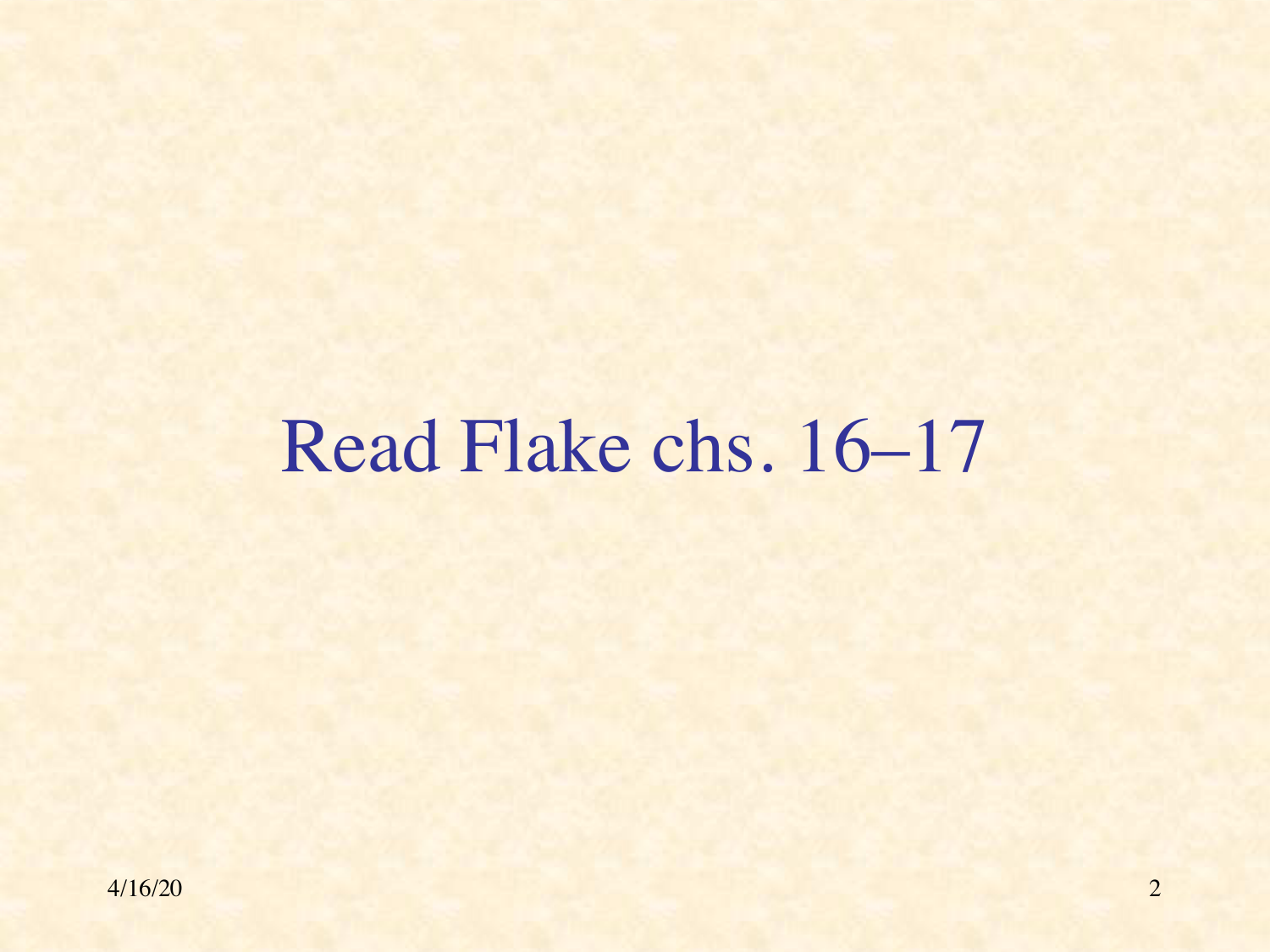Read Flake chs. 16–17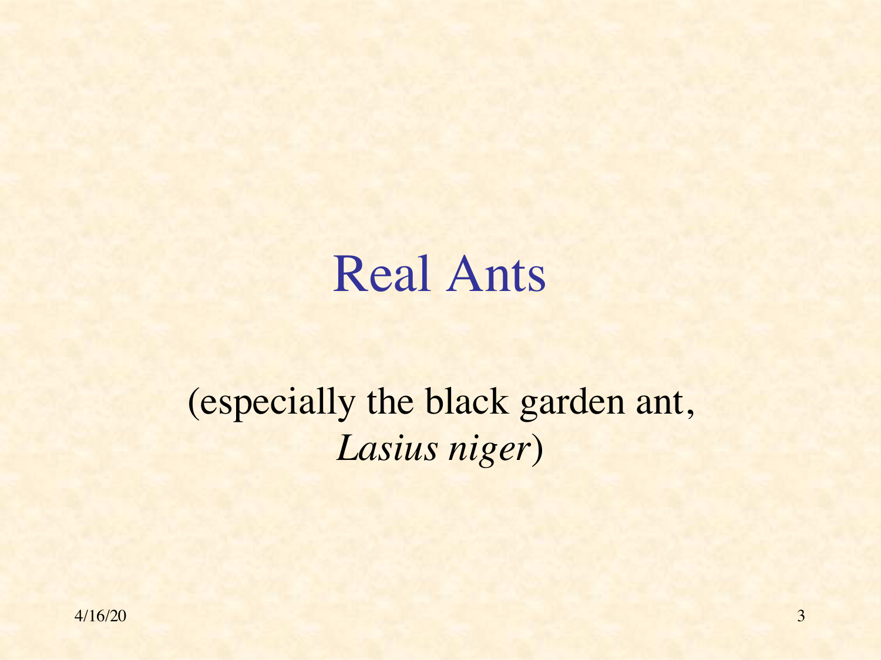# Real Ants

(especially the black garden ant, *Lasius niger*)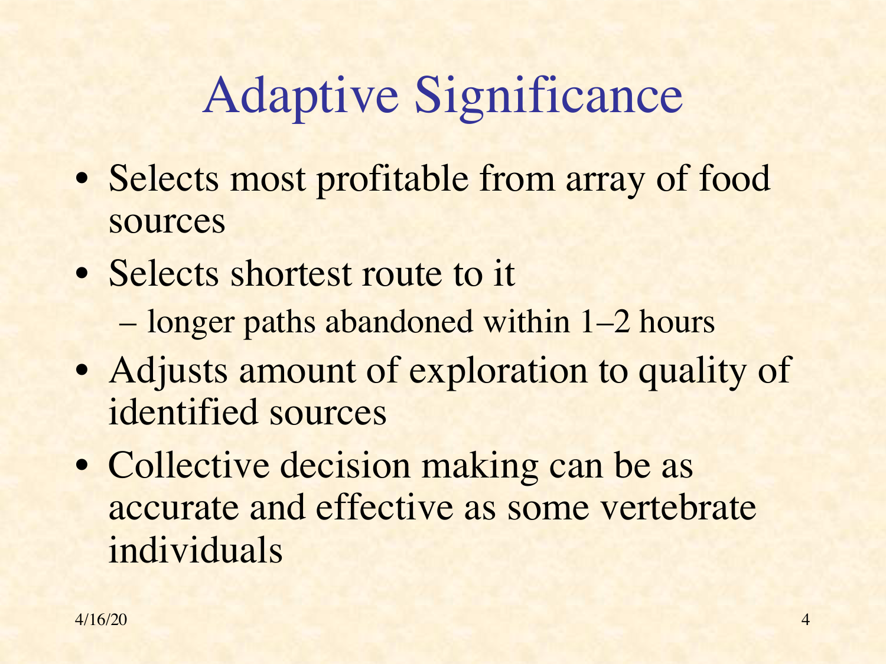# Adaptive Significance

- Selects most profitable from array of food sources
- Selects shortest route to it
  - longer paths abandoned within 1–2 hours
- Adjusts amount of exploration to quality of identified sources
- Collective decision making can be as accurate and effective as some vertebrate individuals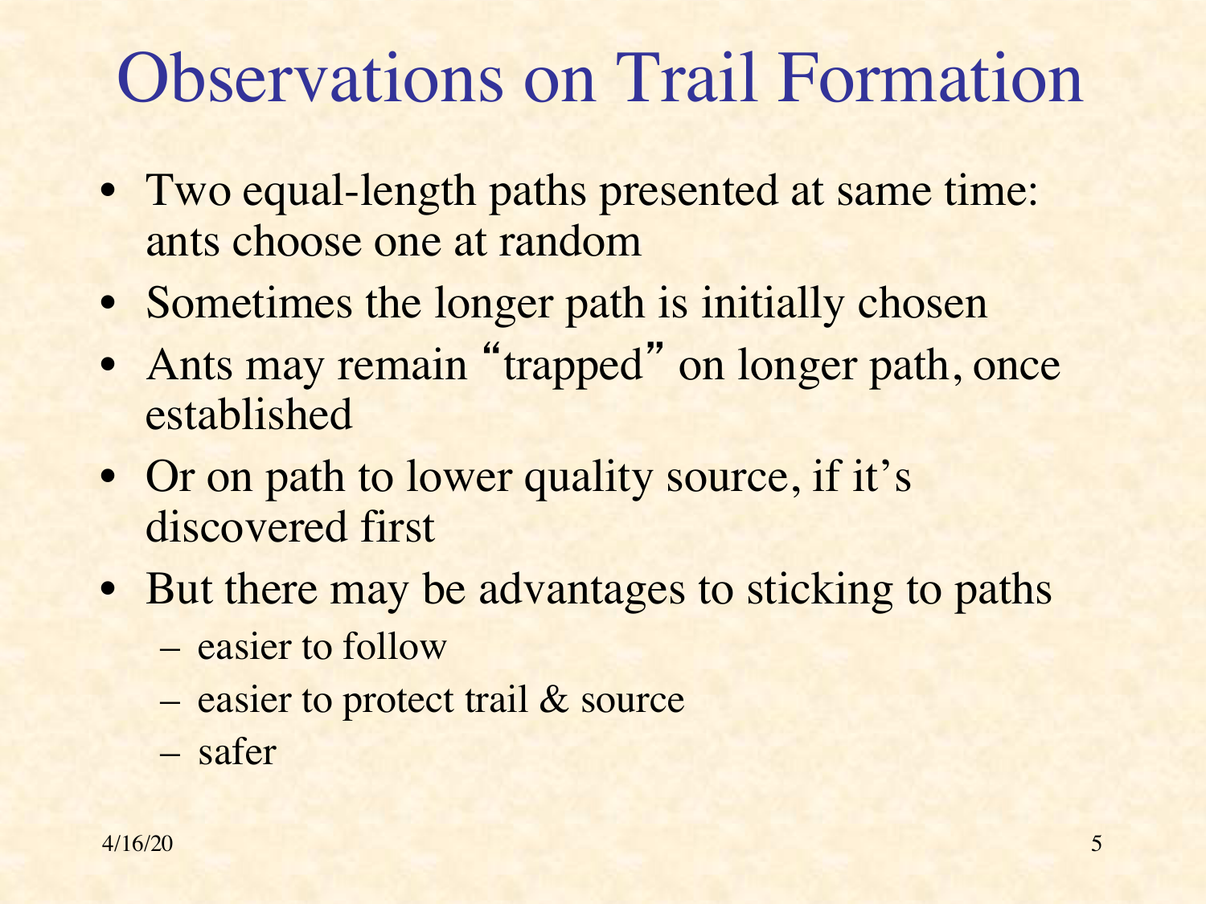# Observations on Trail Formation

- Two equal-length paths presented at same time: ants choose one at random
- Sometimes the longer path is initially chosen
- Ants may remain "trapped" on longer path, once established
- Or on path to lower quality source, if it's discovered first
- But there may be advantages to sticking to paths
  - easier to follow
  - easier to protect trail & source
  - safer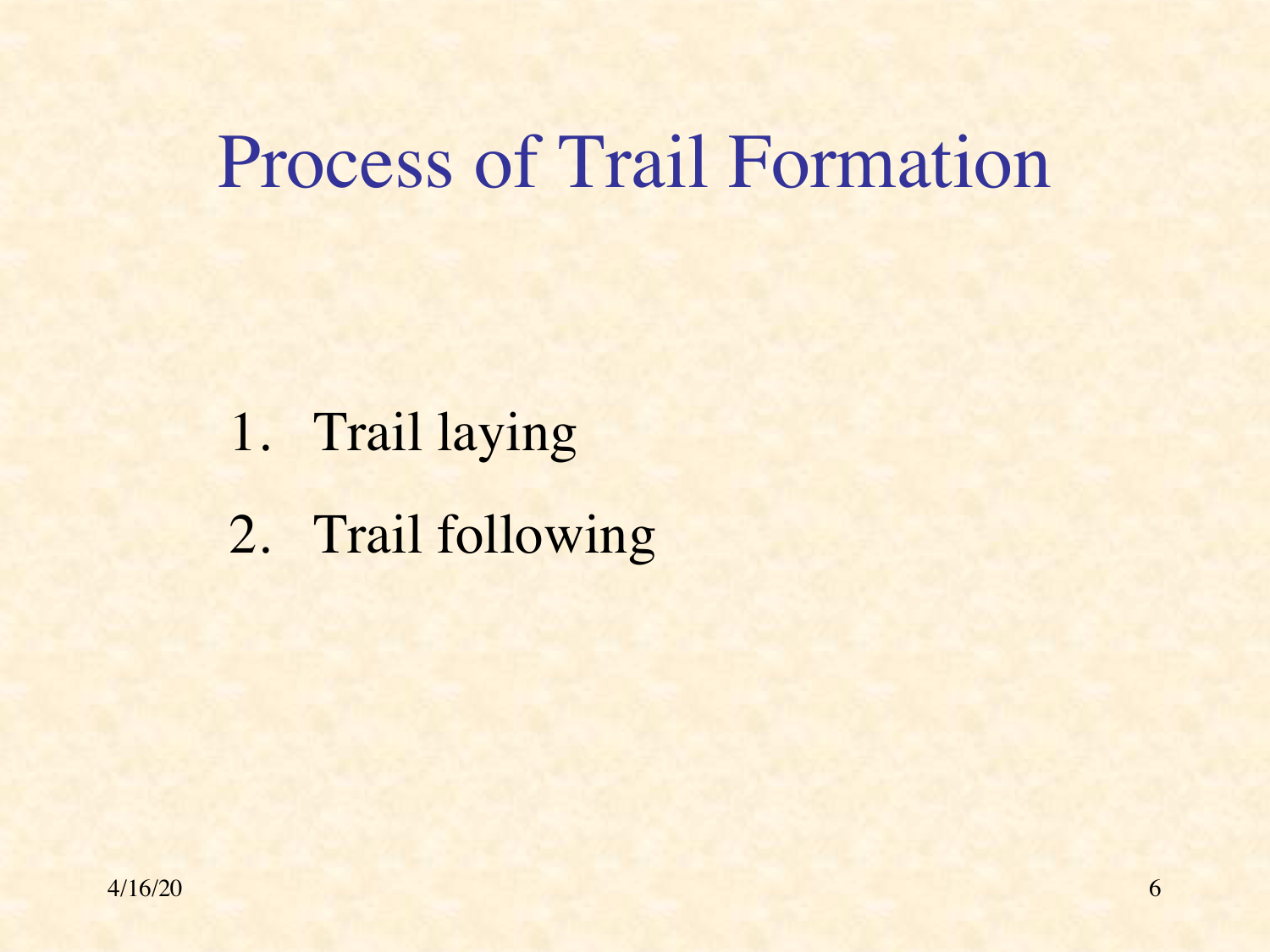# Process of Trail Formation

1. Trail laying
2. Trail following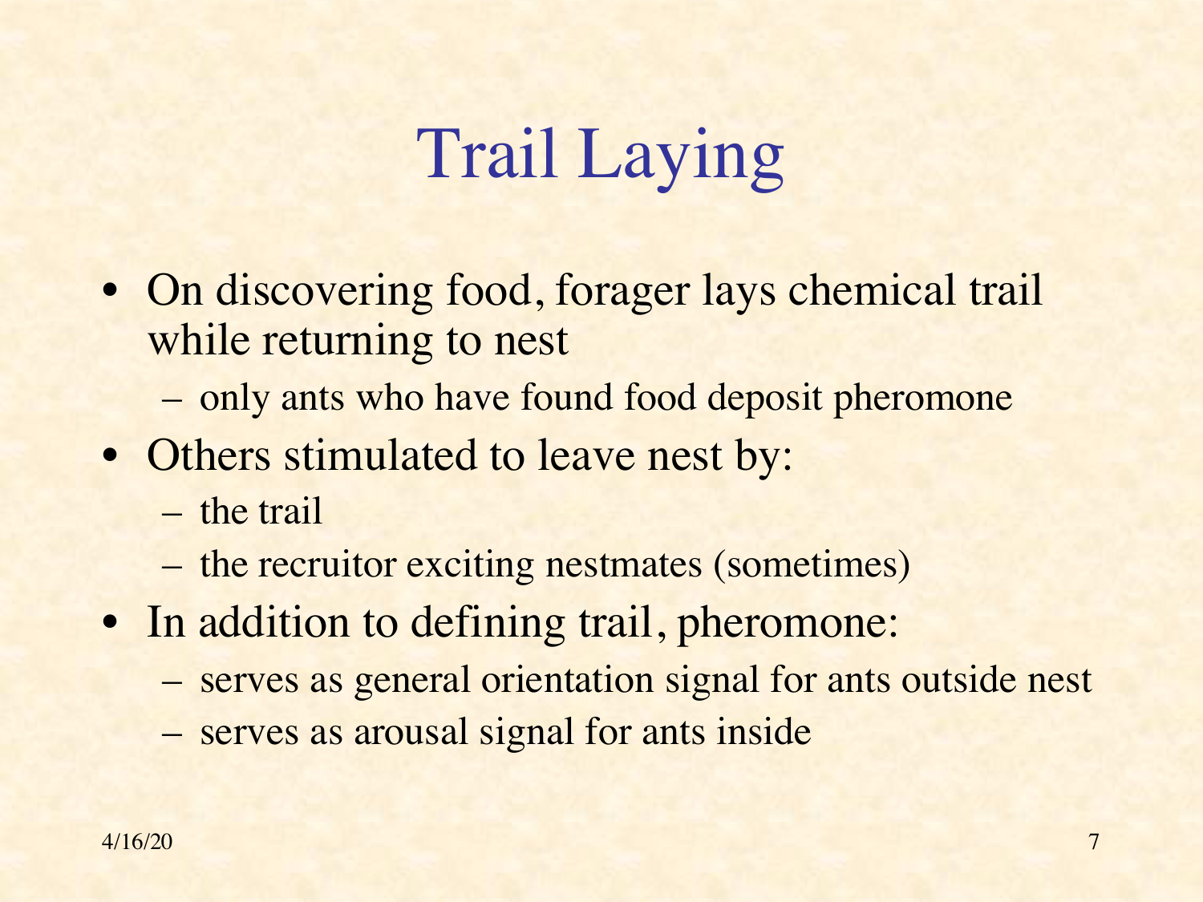# Trail Laying

- On discovering food, forager lays chemical trail while returning to nest
  - only ants who have found food deposit pheromone
- Others stimulated to leave nest by:
  - the trail
  - the recruitor exciting nestmates (sometimes)
- In addition to defining trail, pheromone:
  - serves as general orientation signal for ants outside nest
  - serves as arousal signal for ants inside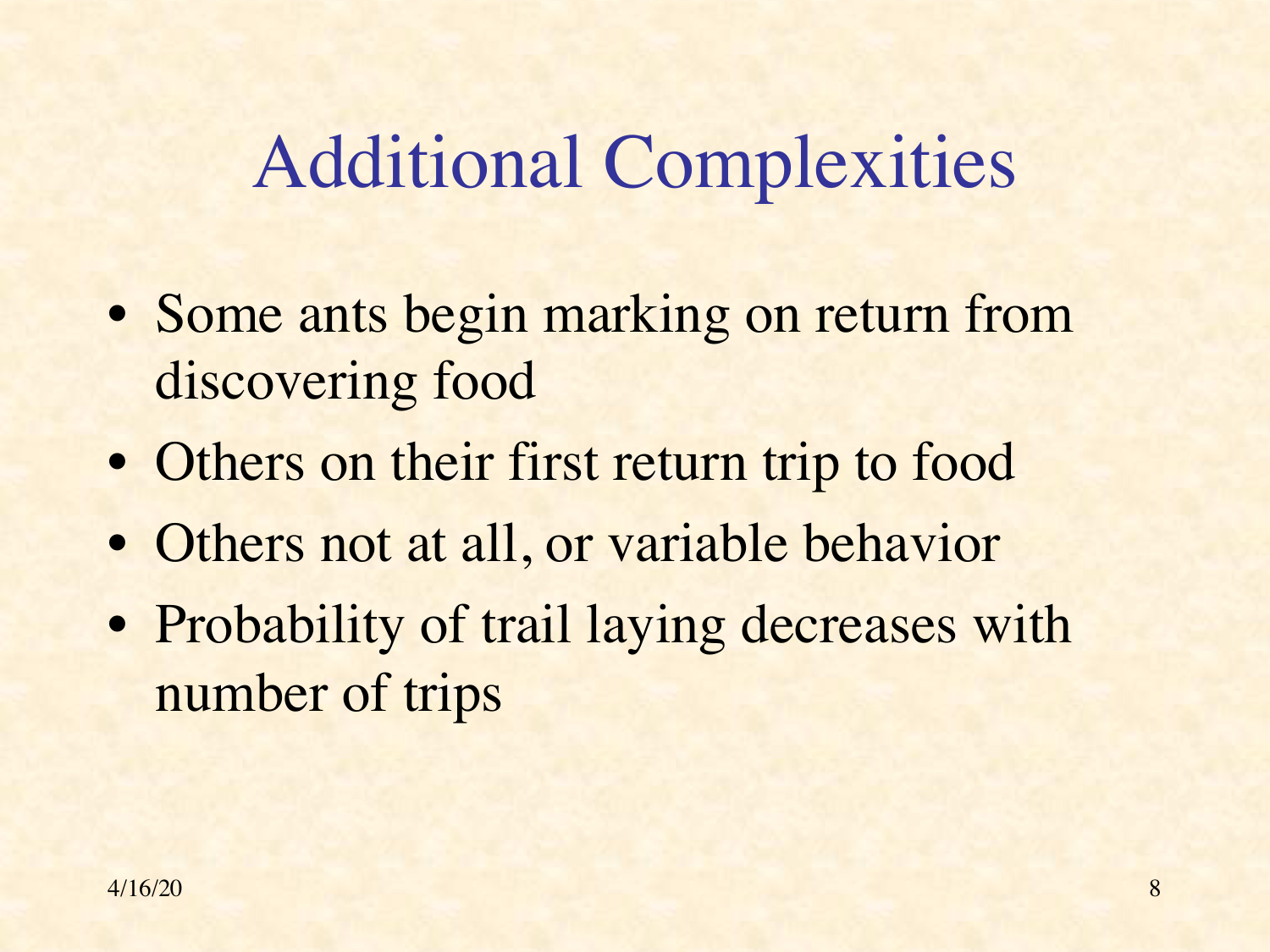# Additional Complexities

- Some ants begin marking on return from discovering food
- Others on their first return trip to food
- Others not at all, or variable behavior
- Probability of trail laying decreases with number of trips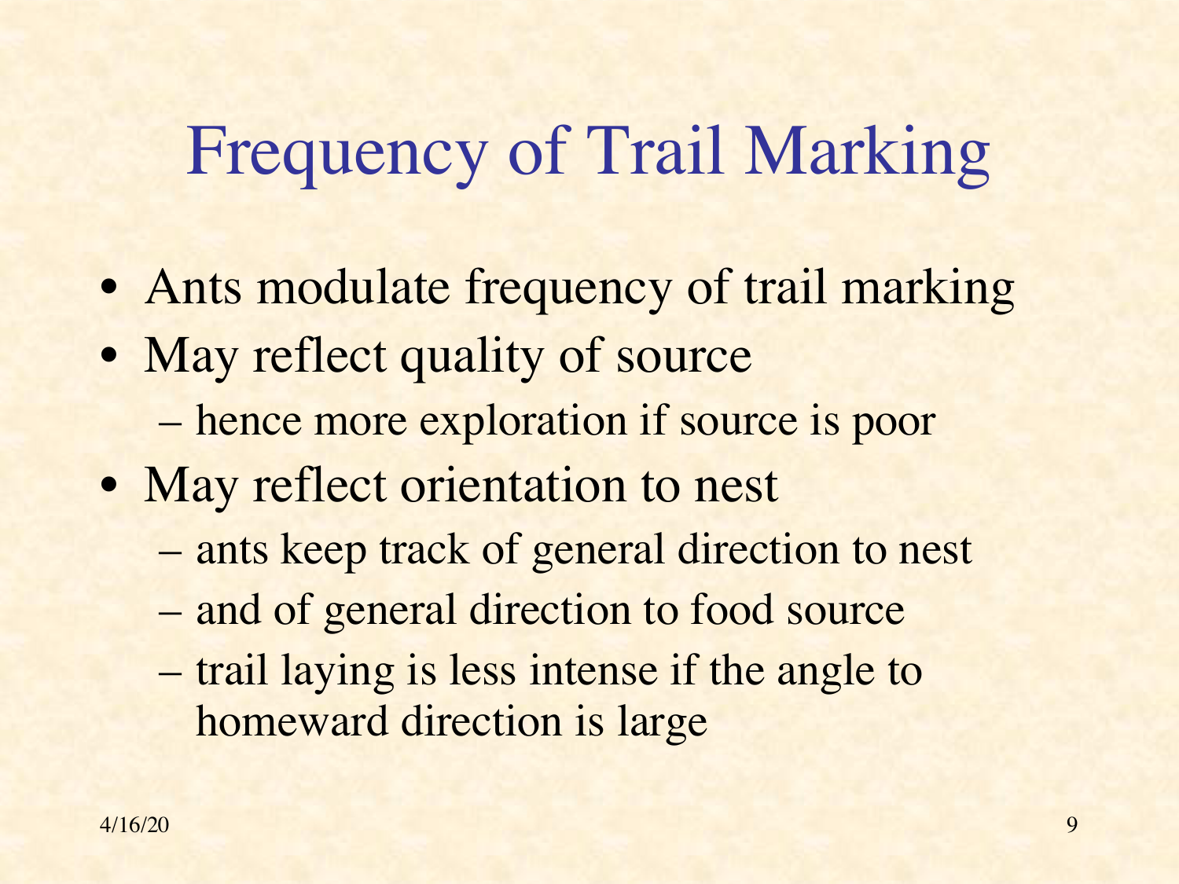# Frequency of Trail Marking

- Ants modulate frequency of trail marking
- May reflect quality of source
  - hence more exploration if source is poor
- May reflect orientation to nest
  - ants keep track of general direction to nest
  - and of general direction to food source
  - trail laying is less intense if the angle to homeward direction is large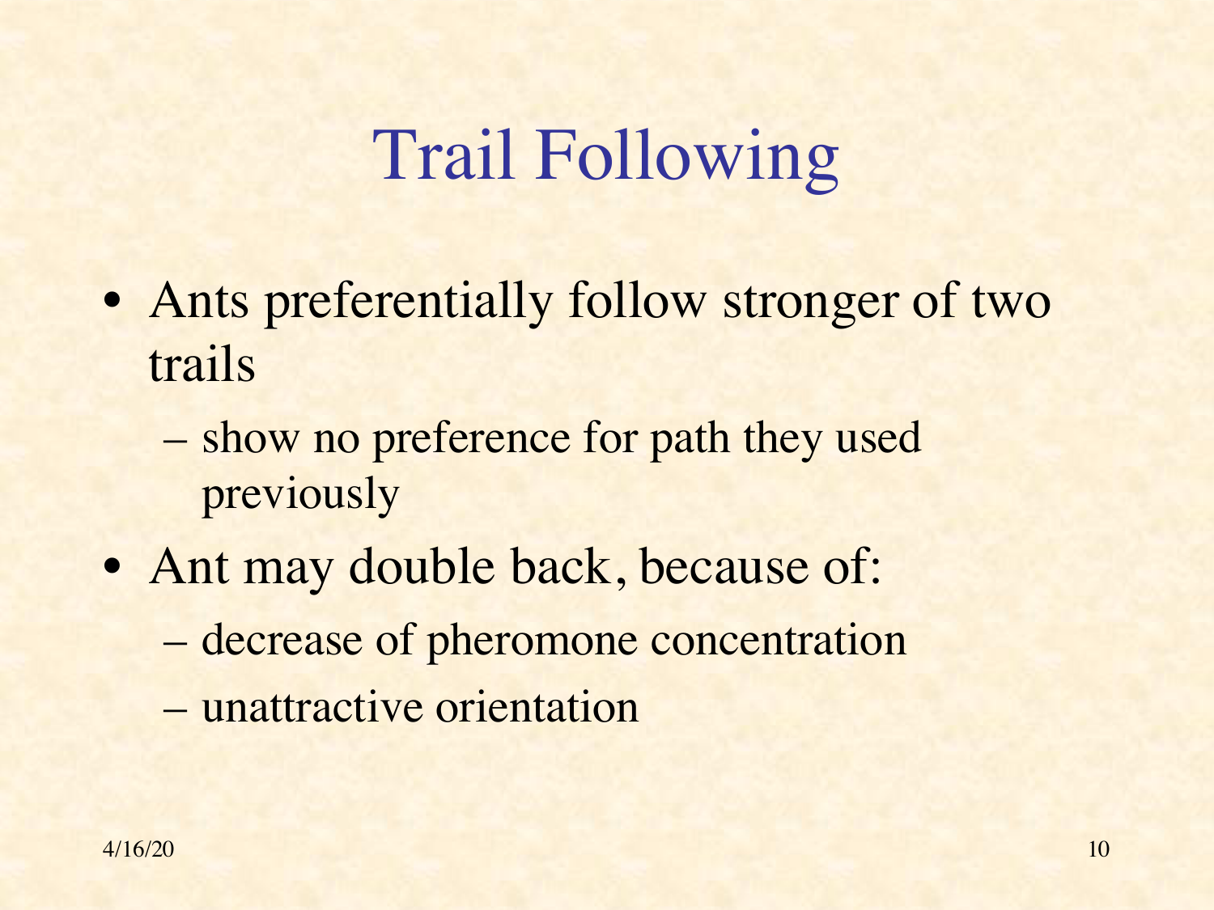# Trail Following

- Ants preferentially follow stronger of two trails
  - show no preference for path they used previously
- Ant may double back, because of:
  - decrease of pheromone concentration
  - unattractive orientation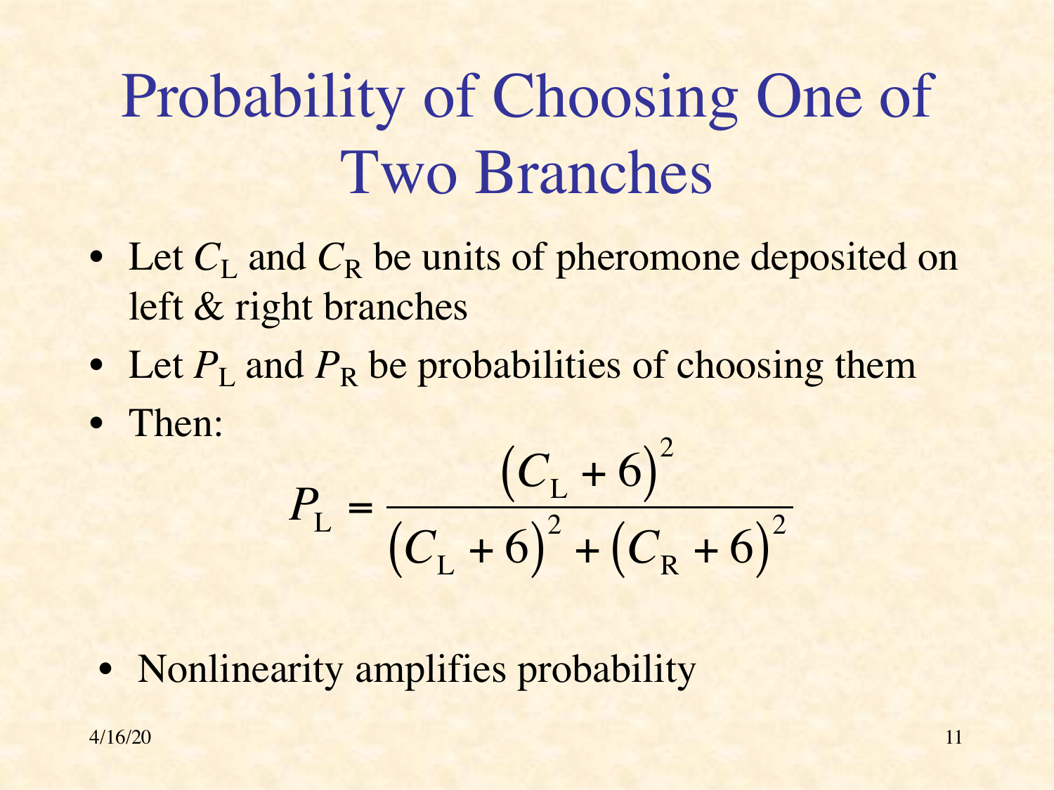# Probability of Choosing One of Two Branches

- Let $C_L$ and $C_R$ be units of pheromone deposited on left & right branches
- Let $P_L$ and $P_R$ be probabilities of choosing them
- Then:

$$P_L = \frac{(C_L + 6)^2}{(C_L + 6)^2 + (C_R + 6)^2}$$

- Nonlinearity amplifies probability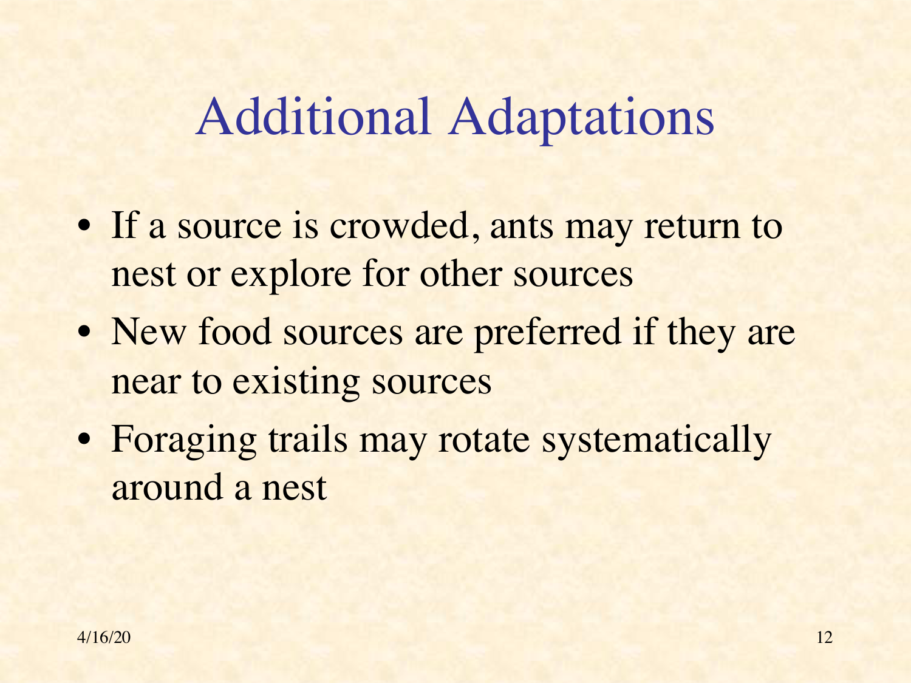# Additional Adaptations

- If a source is crowded, ants may return to nest or explore for other sources
- New food sources are preferred if they are near to existing sources
- Foraging trails may rotate systematically around a nest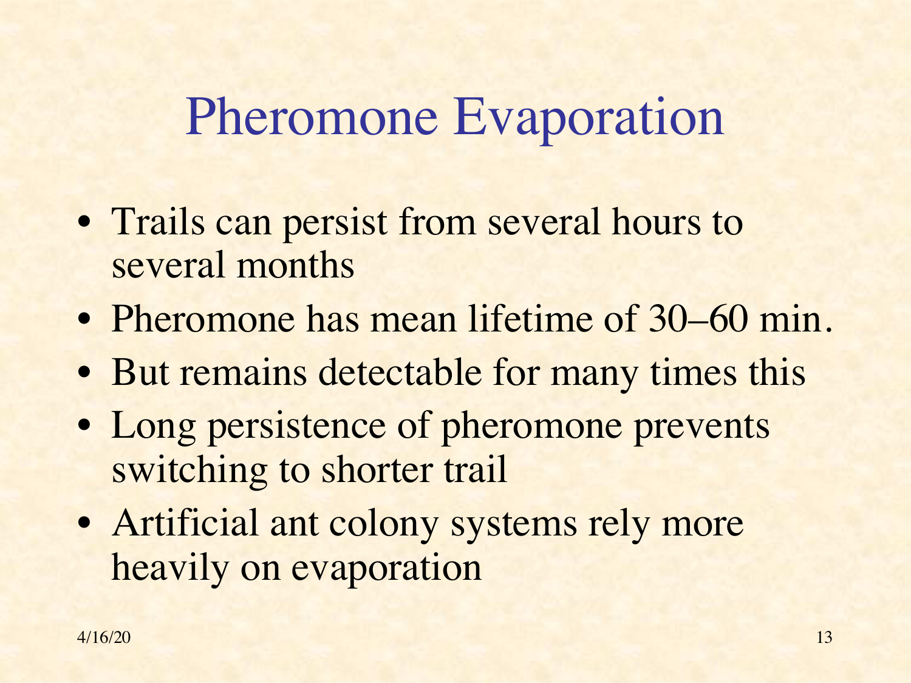# Pheromone Evaporation

- Trails can persist from several hours to several months
- Pheromone has mean lifetime of 30–60 min.
- But remains detectable for many times this
- Long persistence of pheromone prevents switching to shorter trail
- Artificial ant colony systems rely more heavily on evaporation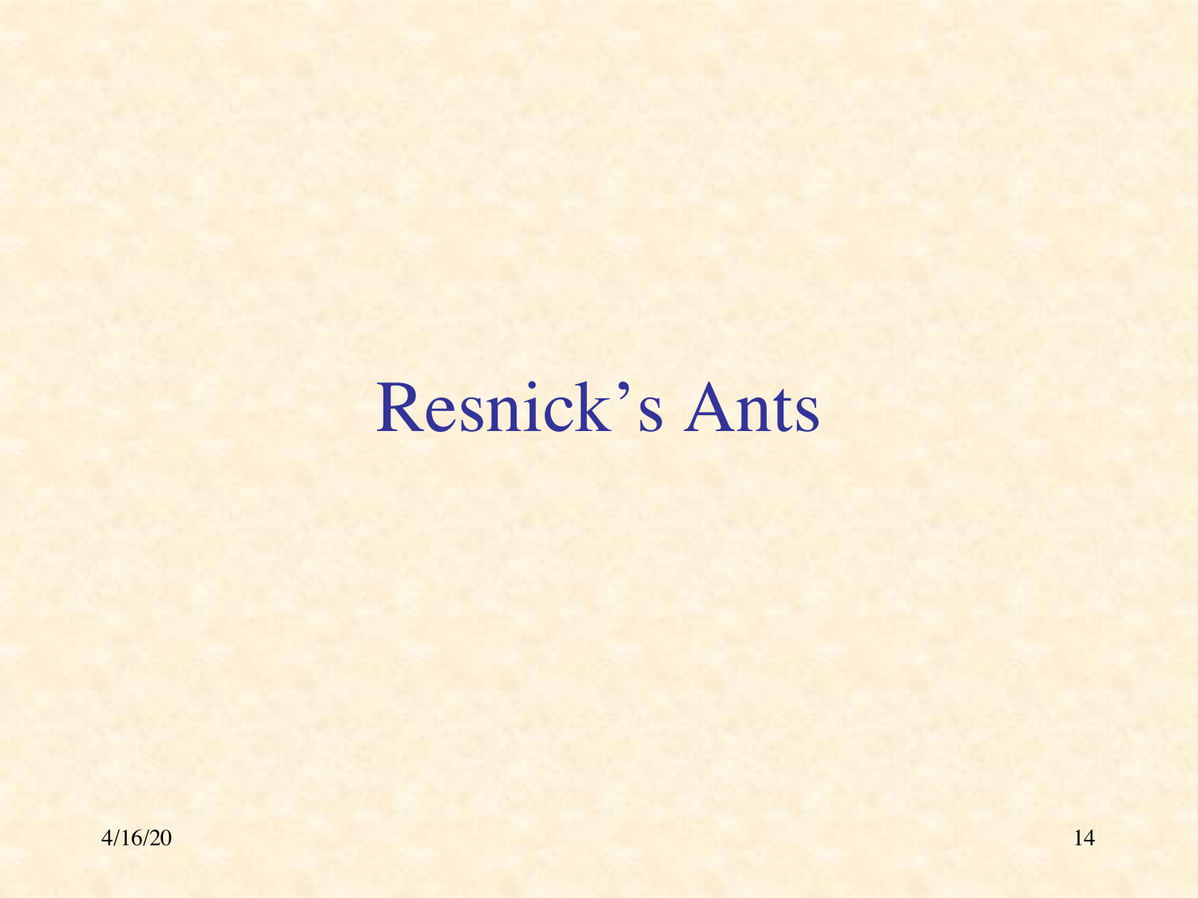# Resnick's Ants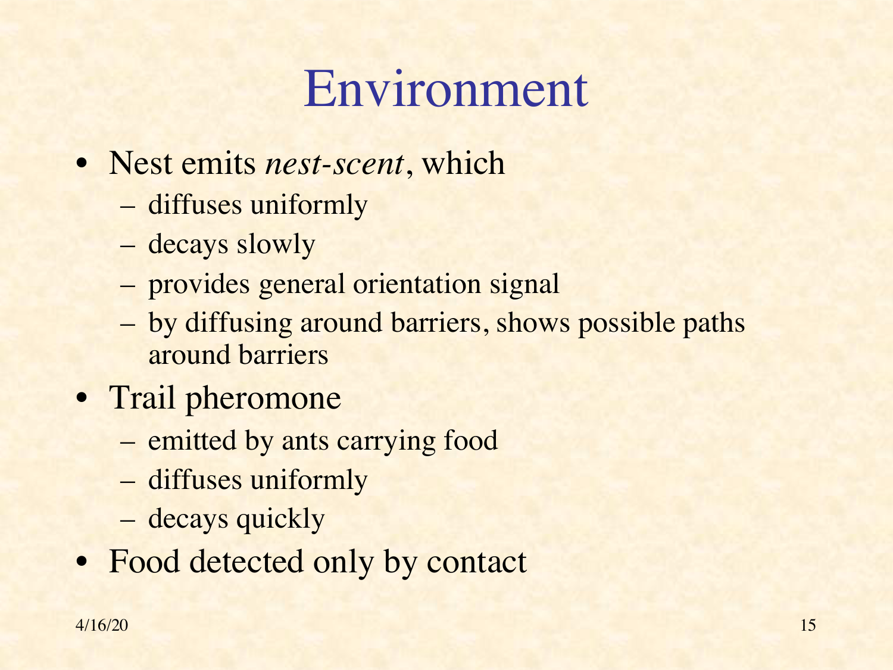# Environment

- Nest emits *nest-scent*, which
  - diffuses uniformly
  - decays slowly
  - provides general orientation signal
  - by diffusing around barriers, shows possible paths around barriers
- Trail pheromone
  - emitted by ants carrying food
  - diffuses uniformly
  - decays quickly
- Food detected only by contact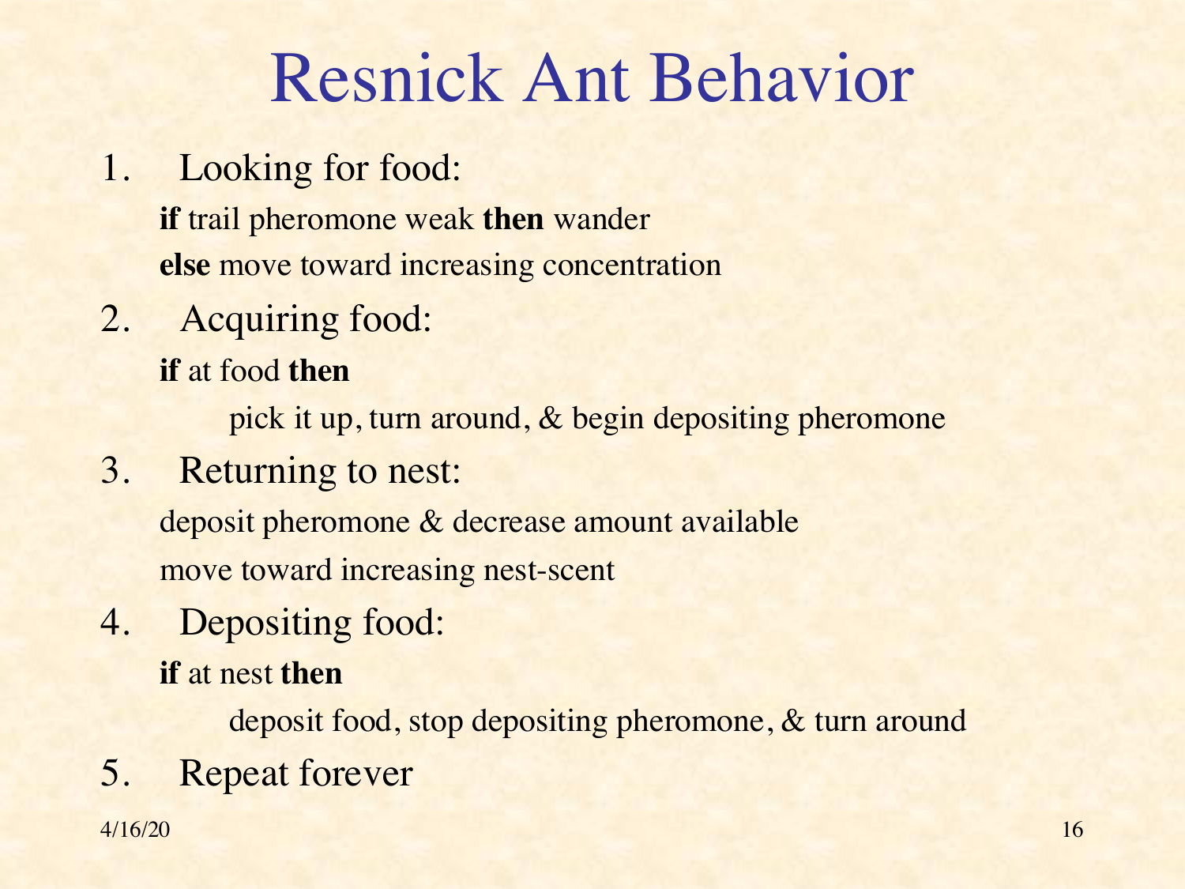# Resnick Ant Behavior

1. Looking for food:

   **if** trail pheromone weak **then** wander

   **else** move toward increasing concentration

2. Acquiring food:

   **if** at food **then**

   pick it up, turn around, & begin depositing pheromone

3. Returning to nest:

   deposit pheromone & decrease amount available

   move toward increasing nest-scent

4. Depositing food:

   **if** at nest **then**

   deposit food, stop depositing pheromone, & turn around

5. Repeat forever

4/16/20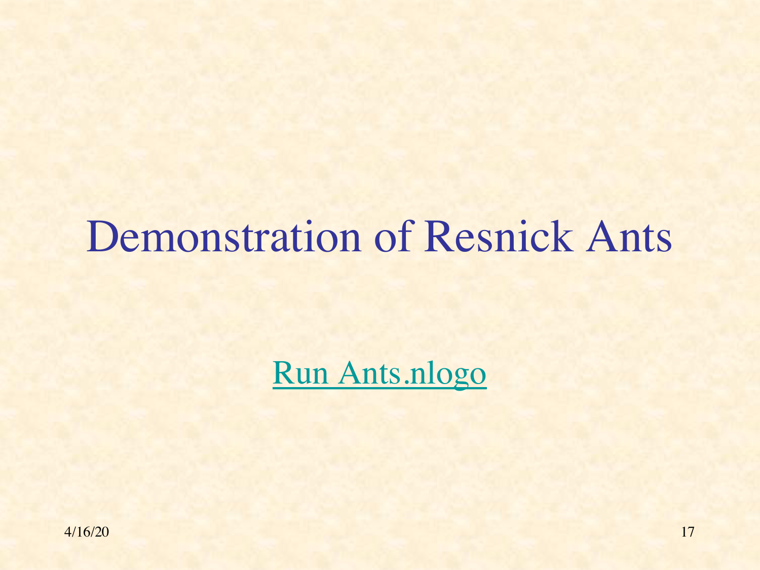# Demonstration of Resnick Ants

Run Ants.nlogo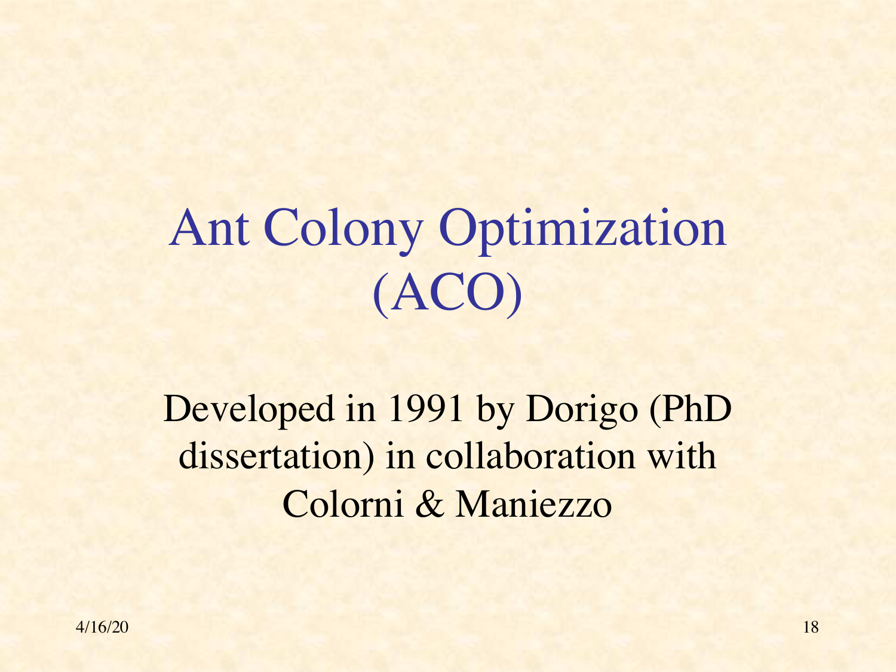# Ant Colony Optimization (ACO)

Developed in 1991 by Dorigo (PhD dissertation) in collaboration with Colorni & Maniezzo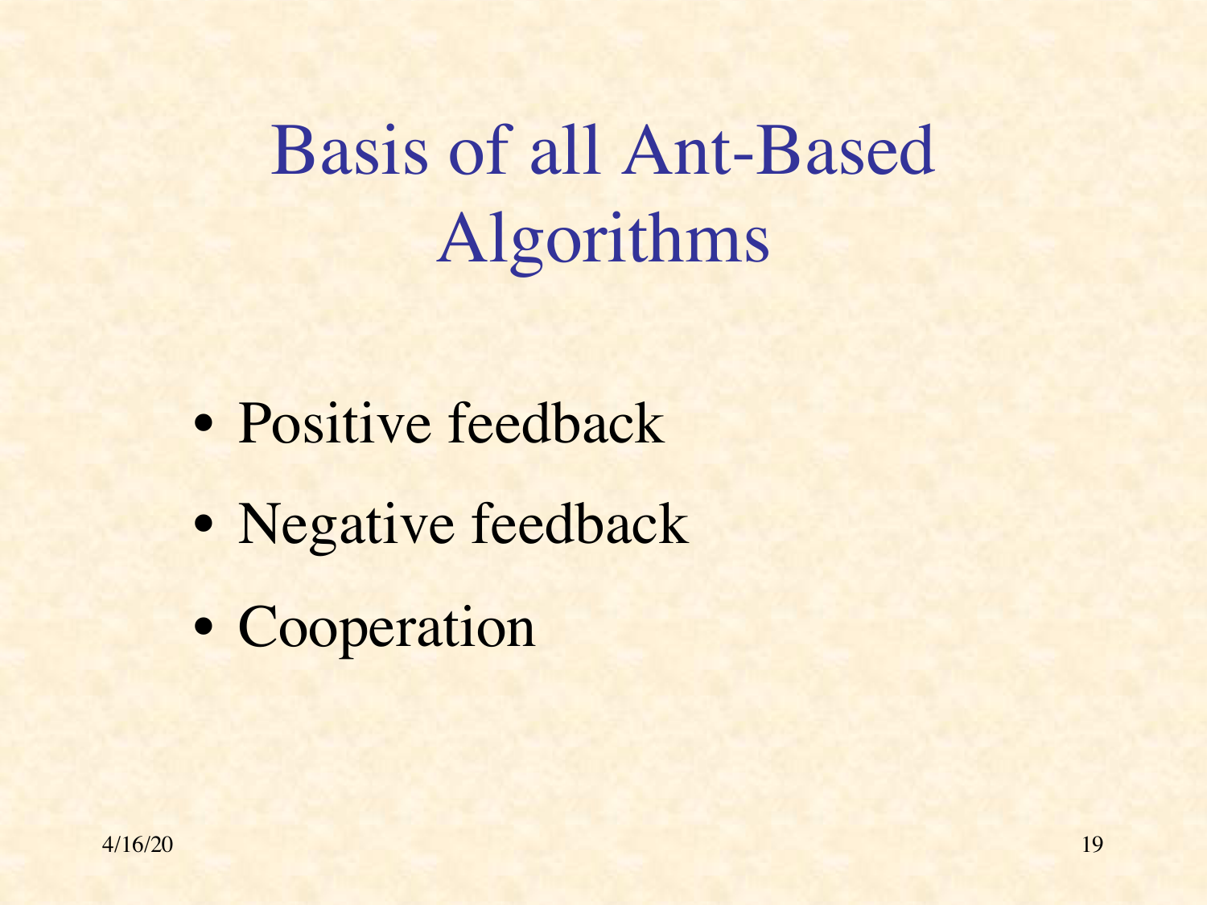# Basis of all Ant-Based Algorithms

- Positive feedback
- Negative feedback
- Cooperation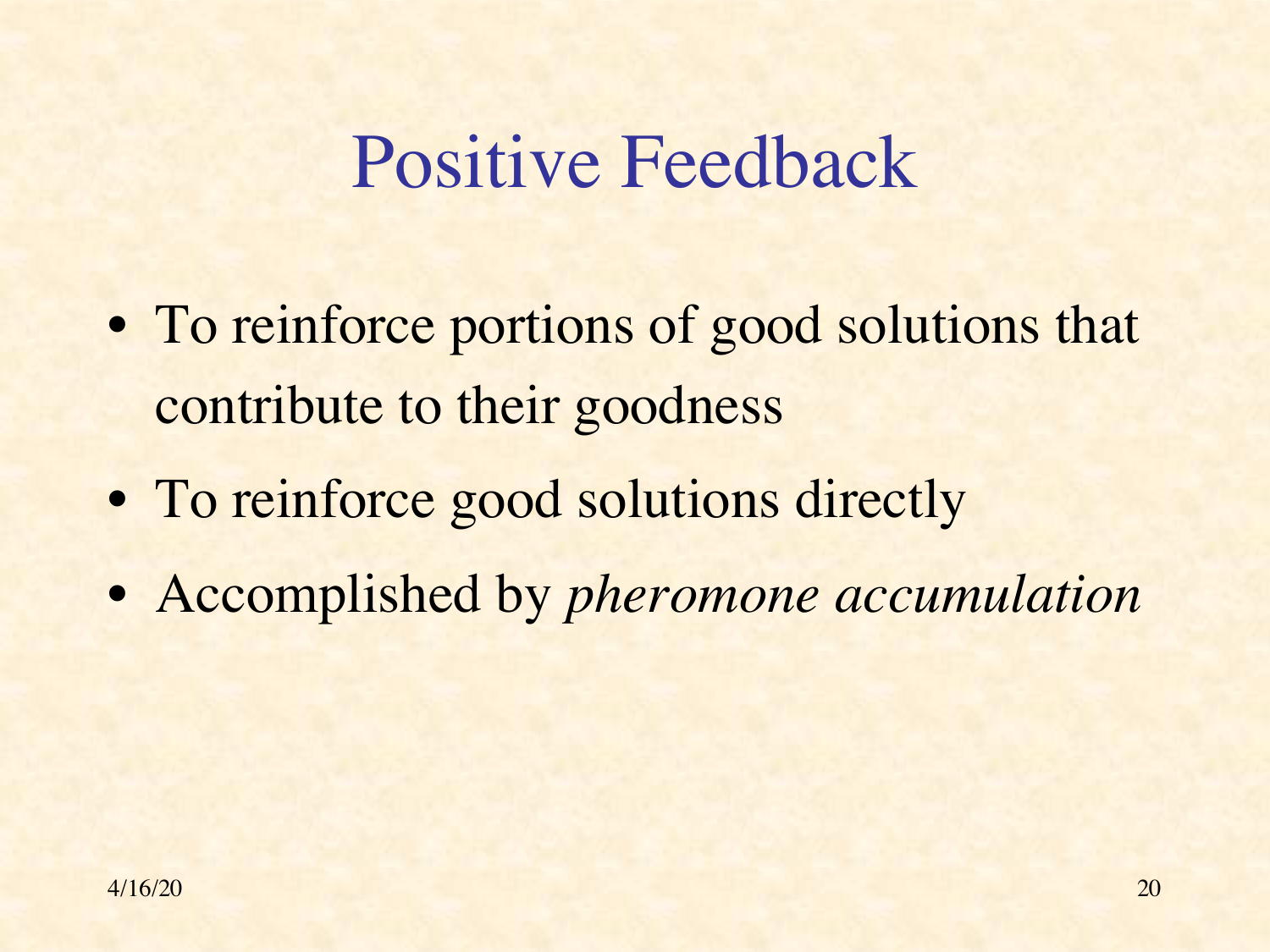# Positive Feedback

- To reinforce portions of good solutions that contribute to their goodness
- To reinforce good solutions directly
- Accomplished by *pheromone accumulation*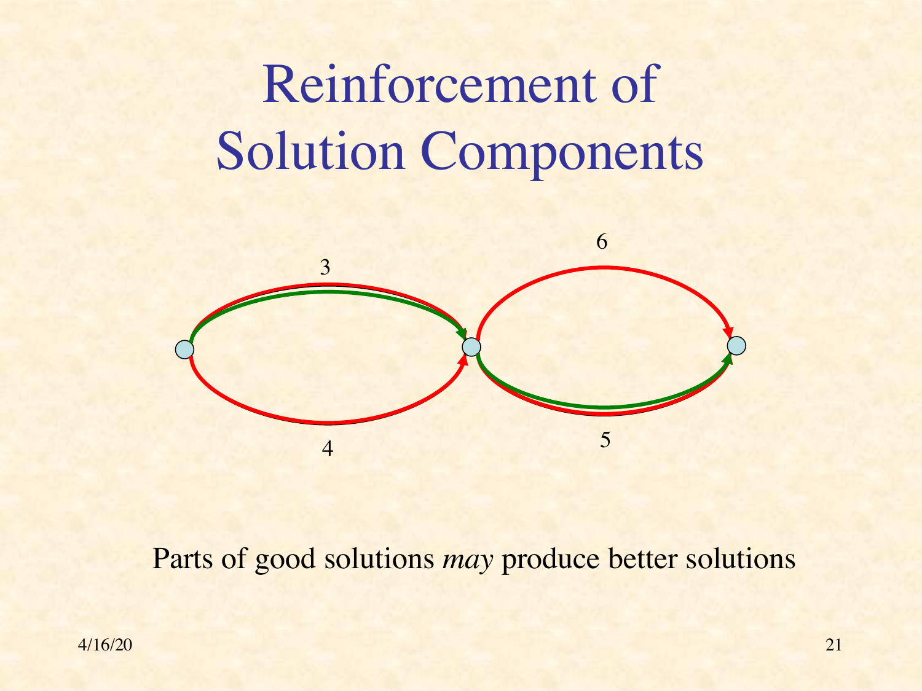# Reinforcement of Solution Components

3

6

4

5

Parts of good solutions *may* produce better solutions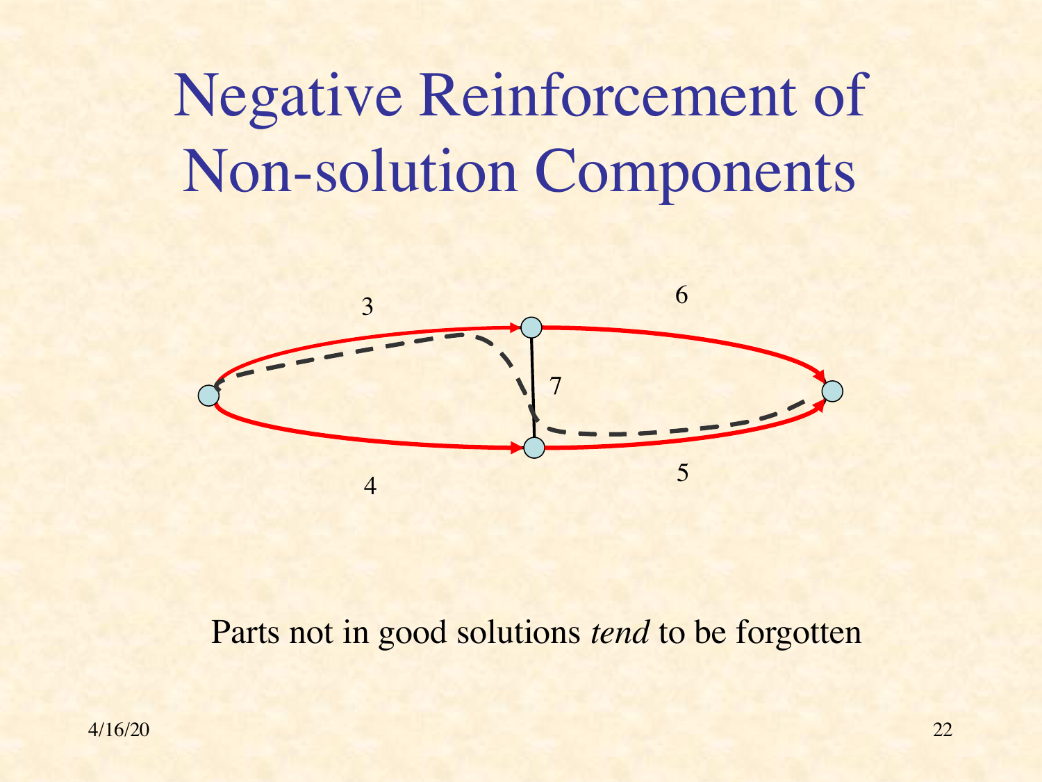# Negative Reinforcement of Non-solution Components

3

6

7

4

5

Parts not in good solutions *tend* to be forgotten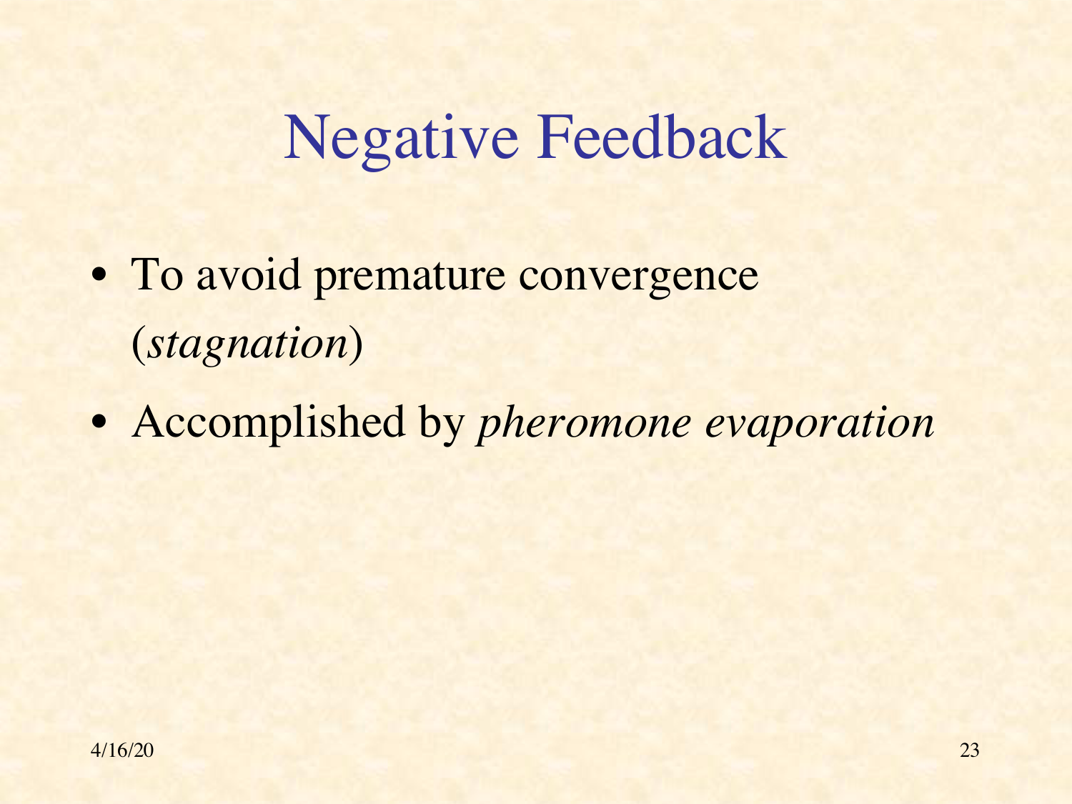# Negative Feedback

- To avoid premature convergence (*stagnation*)
- Accomplished by *pheromone evaporation*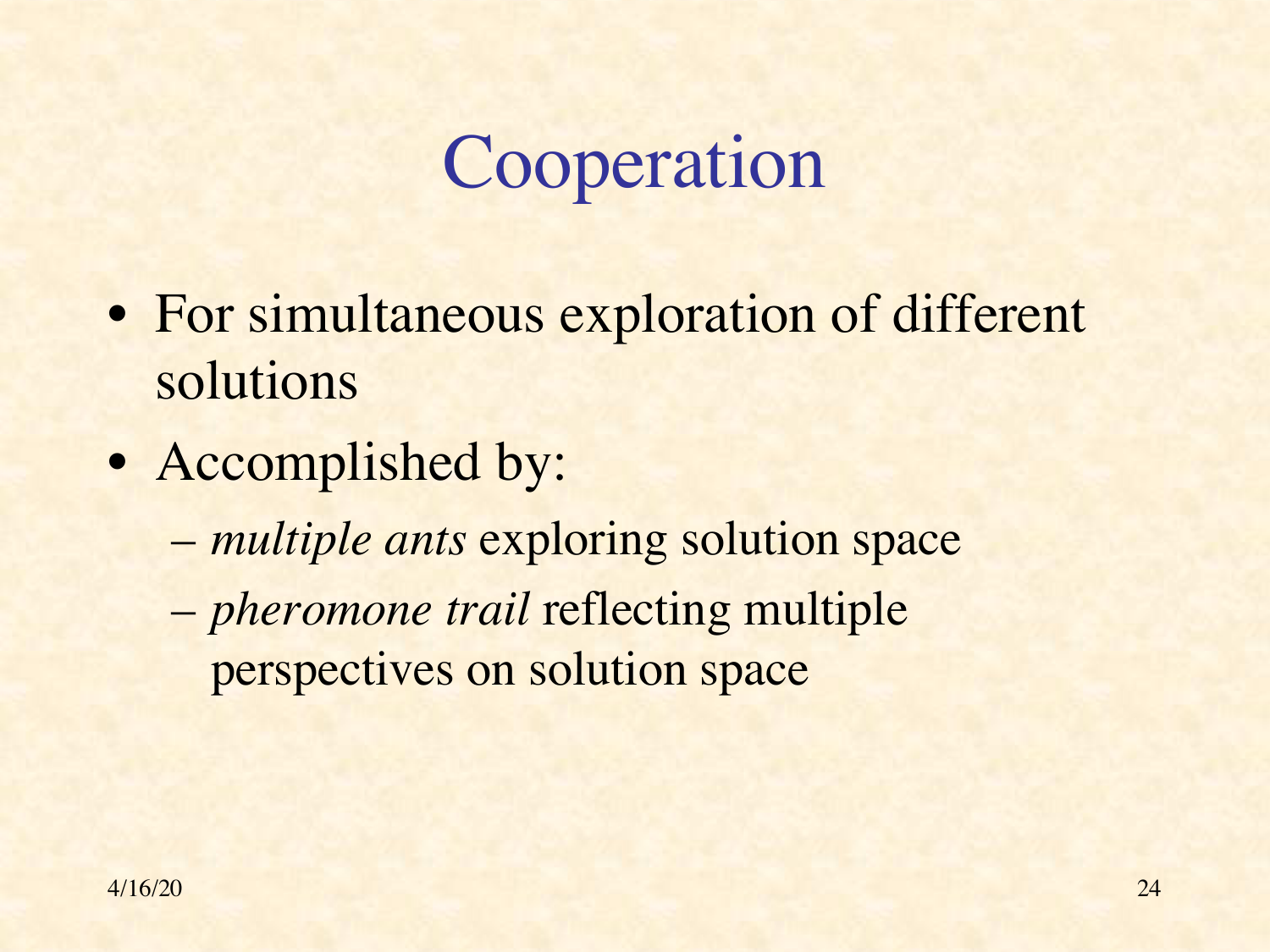# Cooperation

- For simultaneous exploration of different solutions
- Accomplished by:
  - *multiple ants* exploring solution space
  - *pheromone trail* reflecting multiple perspectives on solution space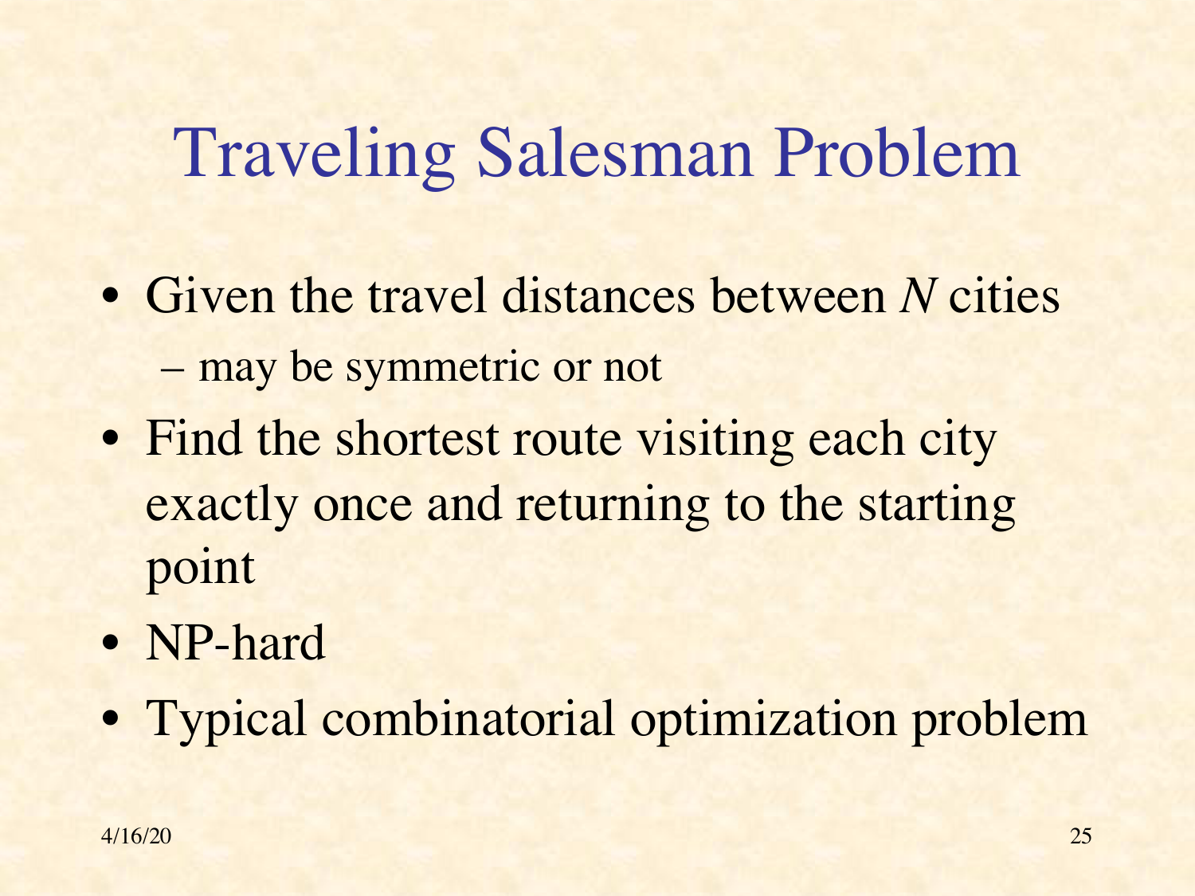# Traveling Salesman Problem

- Given the travel distances between $N$ cities
  - may be symmetric or not
- Find the shortest route visiting each city exactly once and returning to the starting point
- NP-hard
- Typical combinatorial optimization problem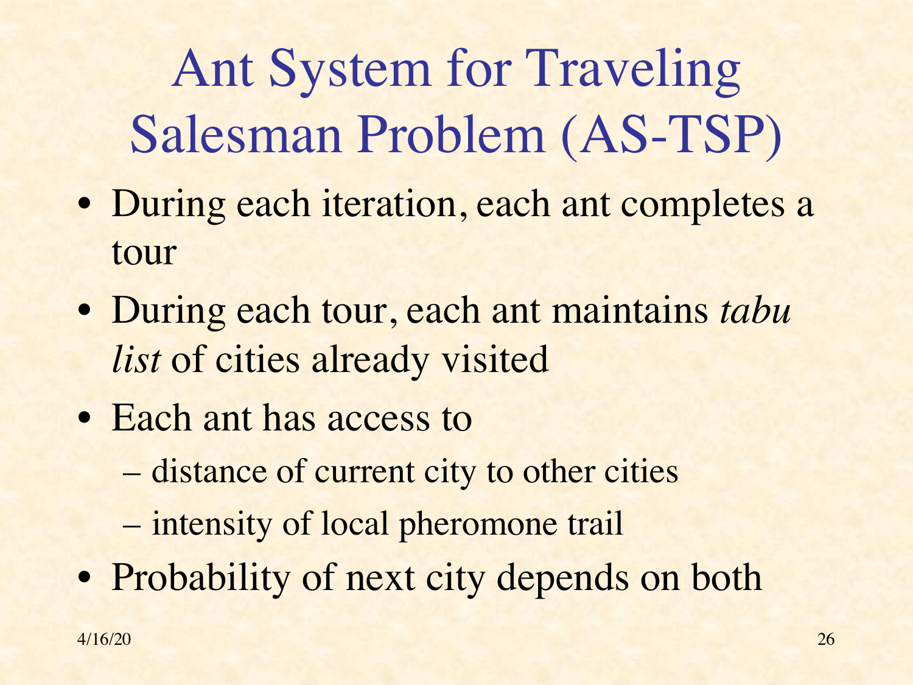# Ant System for Traveling Salesman Problem (AS-TSP)

- During each iteration, each ant completes a tour
- During each tour, each ant maintains *tabu list* of cities already visited
- Each ant has access to
  - distance of current city to other cities
  - intensity of local pheromone trail
- Probability of next city depends on both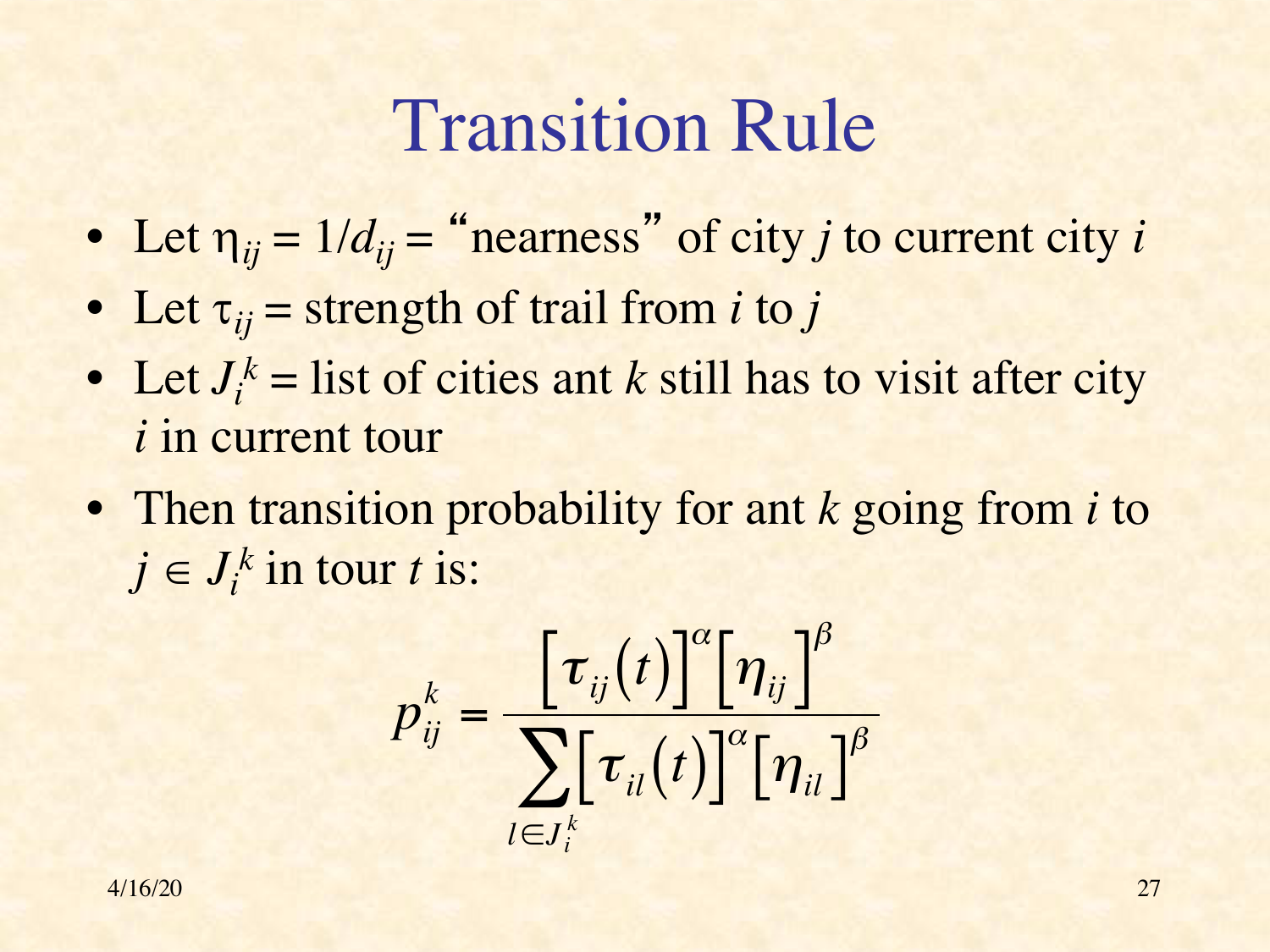# Transition Rule

- Let $\eta_{ij} = 1/d_{ij}$ = "nearness" of city $j$ to current city $i$
- Let $\tau_{ij}$ = strength of trail from $i$ to $j$
- Let $J_i^k$ = list of cities ant $k$ still has to visit after city $i$ in current tour
- Then transition probability for ant $k$ going from $i$ to $j \in J_i^k$ in tour $t$ is:

$$p_{ij}^k = \frac{\left[\tau_{ij}(t)\right]^\alpha \left[\eta_{ij}\right]^\beta}{\sum_{l \in J_i^k} \left[\tau_{il}(t)\right]^\alpha \left[\eta_{il}\right]^\beta}$$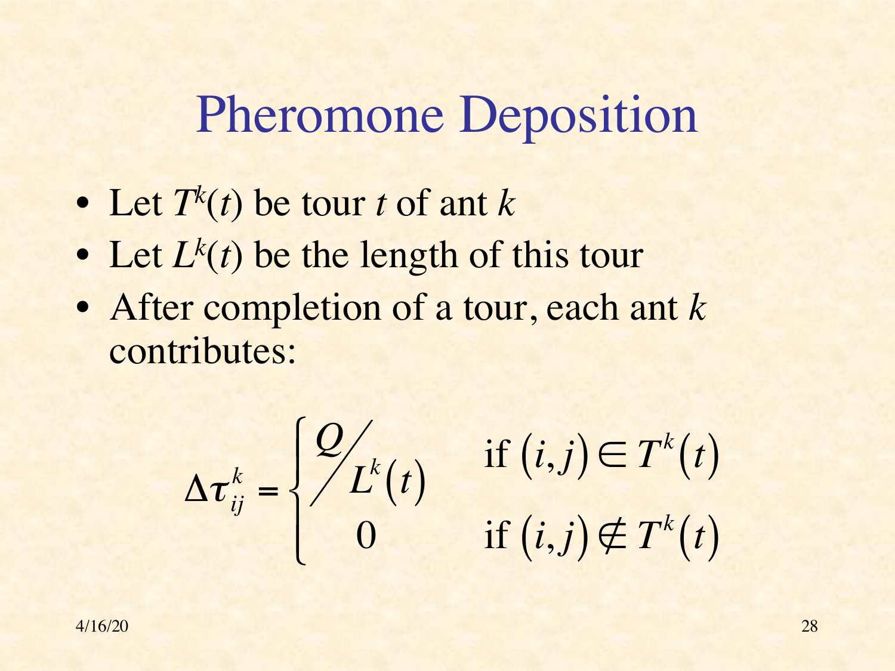# Pheromone Deposition

- Let $T^k(t)$ be tour $t$ of ant $k$
- Let $L^k(t)$ be the length of this tour
- After completion of a tour, each ant $k$ contributes:

$$\Delta\tau_{ij}^k = \begin{cases} Q / L^k(t) & \text{if } (i,j) \in T^k(t) \\ 0 & \text{if } (i,j) \notin T^k(t) \end{cases}$$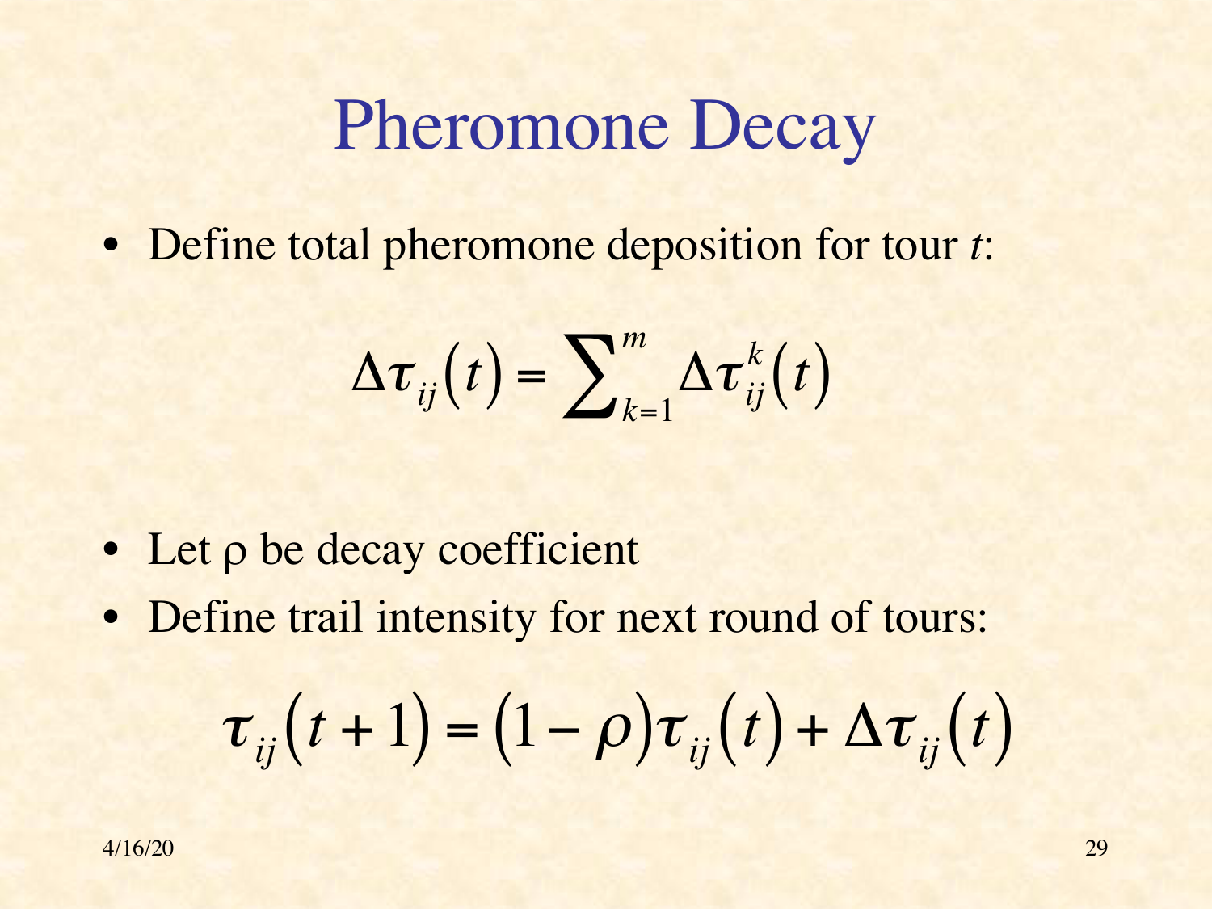# Pheromone Decay

- Define total pheromone deposition for tour *t*:

$$\Delta \tau_{ij}(t) = \sum_{k=1}^{m} \Delta \tau_{ij}^{k}(t)$$

- Let $\rho$ be decay coefficient
- Define trail intensity for next round of tours:

$$\tau_{ij}(t+1) = (1-\rho)\tau_{ij}(t) + \Delta \tau_{ij}(t)$$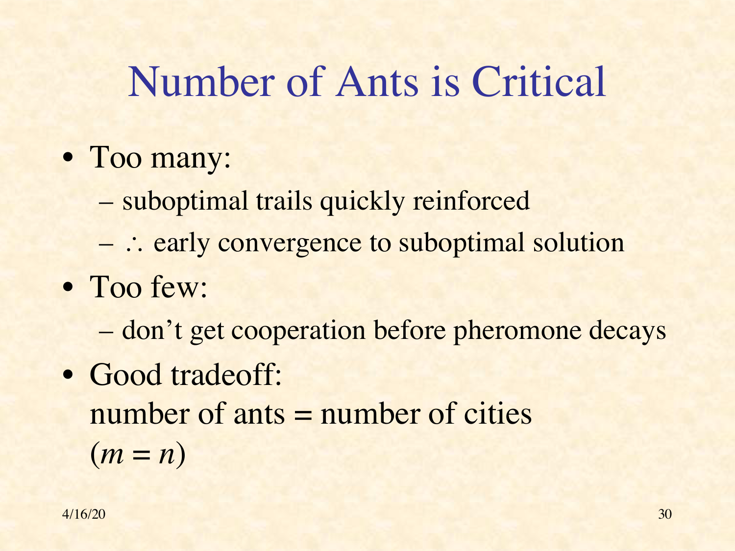# Number of Ants is Critical

- Too many:
  - suboptimal trails quickly reinforced
  - $\therefore$ early convergence to suboptimal solution
- Too few:
  - don't get cooperation before pheromone decays
- Good tradeoff:
  number of ants = number of cities
  ($m = n$)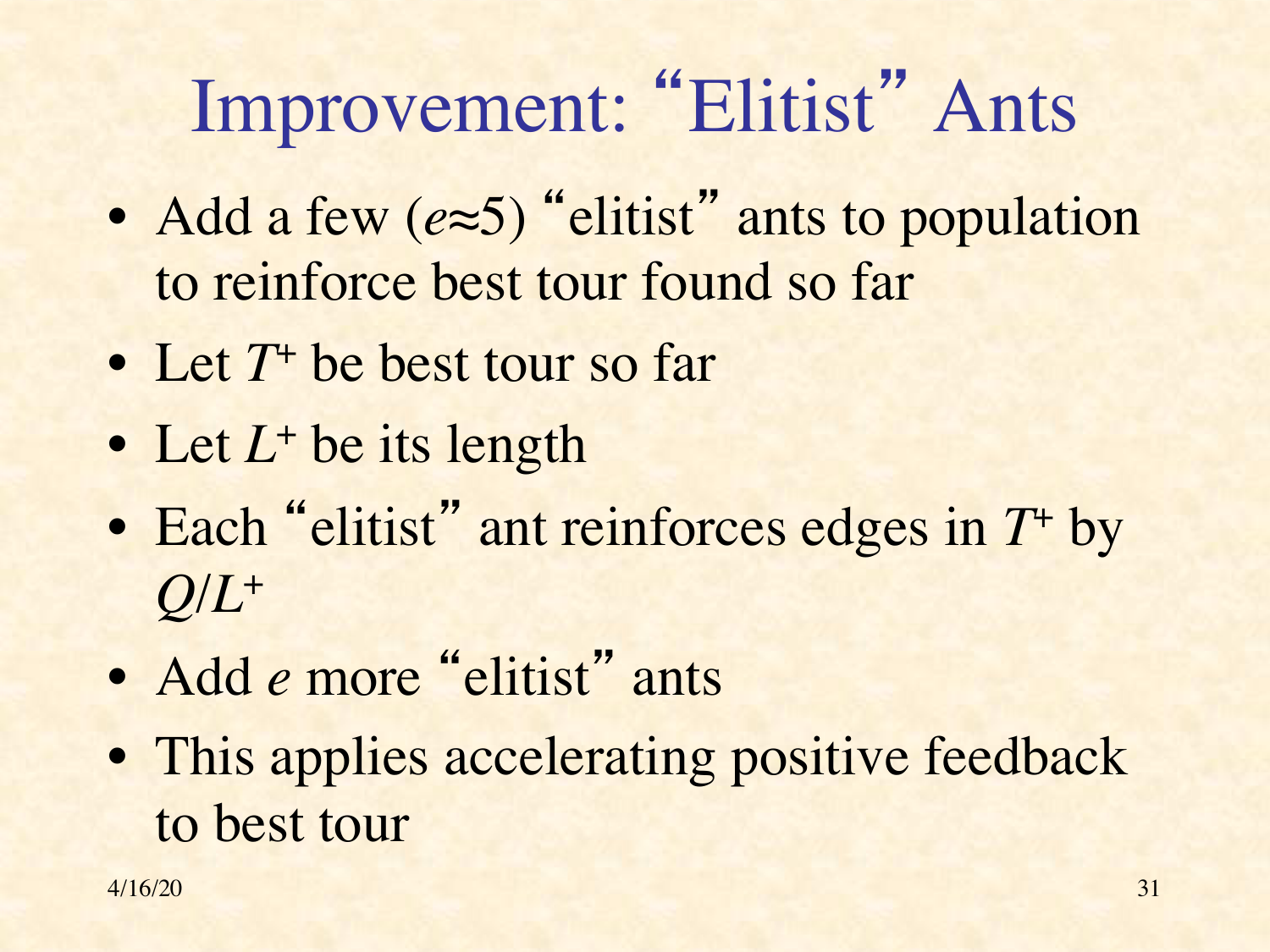# Improvement: "Elitist" Ants

- Add a few ($e \approx 5$) "elitist" ants to population to reinforce best tour found so far
- Let $T^+$ be best tour so far
- Let $L^+$ be its length
- Each "elitist" ant reinforces edges in $T^+$ by $Q/L^+$
- Add $e$ more "elitist" ants
- This applies accelerating positive feedback to best tour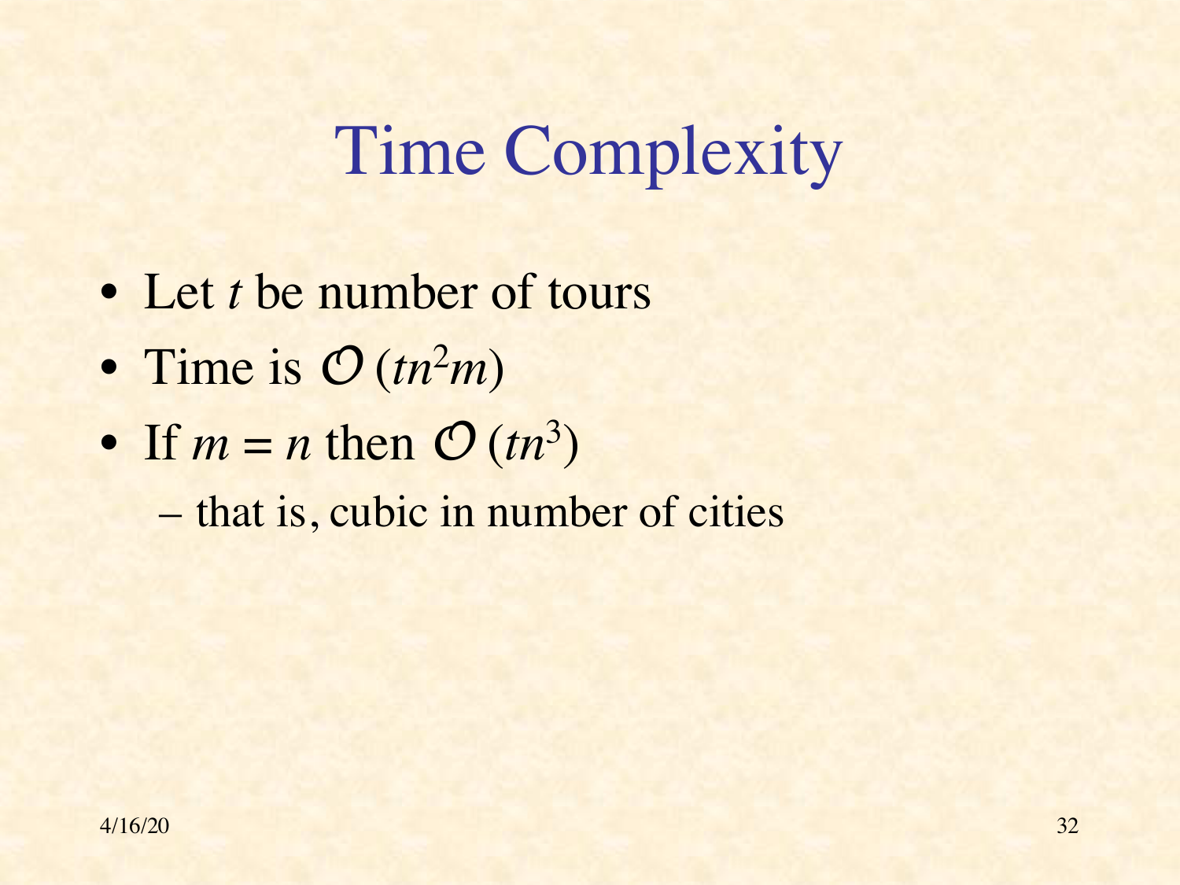# Time Complexity

- Let $t$ be number of tours
- Time is $\mathcal{O}(tn^2m)$
- If $m = n$ then $\mathcal{O}(tn^3)$
  - that is, cubic in number of cities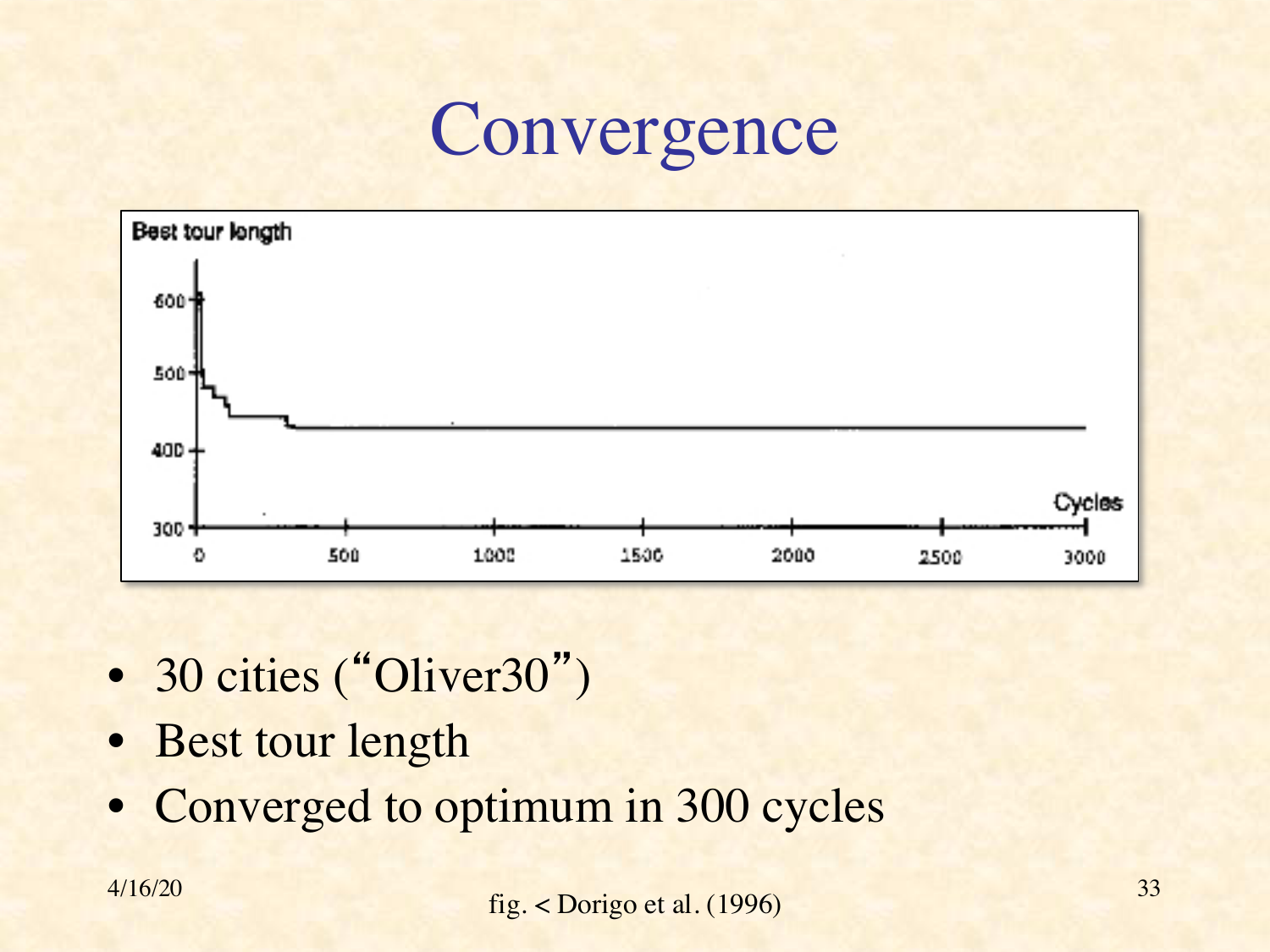# Convergence

- 30 cities ("Oliver30")
- Best tour length
- Converged to optimum in 300 cycles

fig. < Dorigo et al. (1996)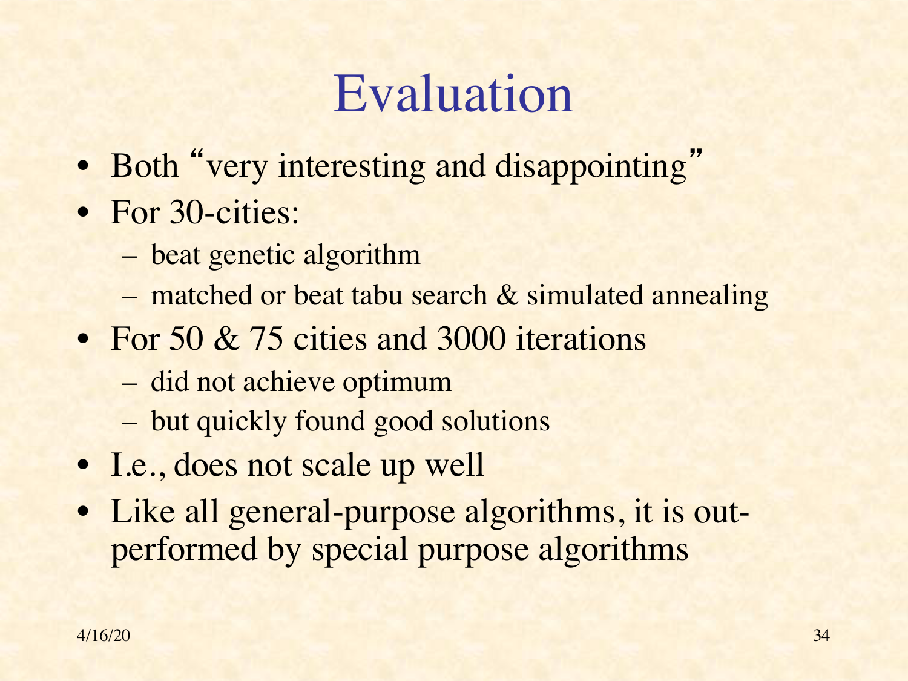# Evaluation

- Both "very interesting and disappointing"
- For 30-cities:
  - beat genetic algorithm
  - matched or beat tabu search & simulated annealing
- For 50 & 75 cities and 3000 iterations
  - did not achieve optimum
  - but quickly found good solutions
- I.e., does not scale up well
- Like all general-purpose algorithms, it is out-performed by special purpose algorithms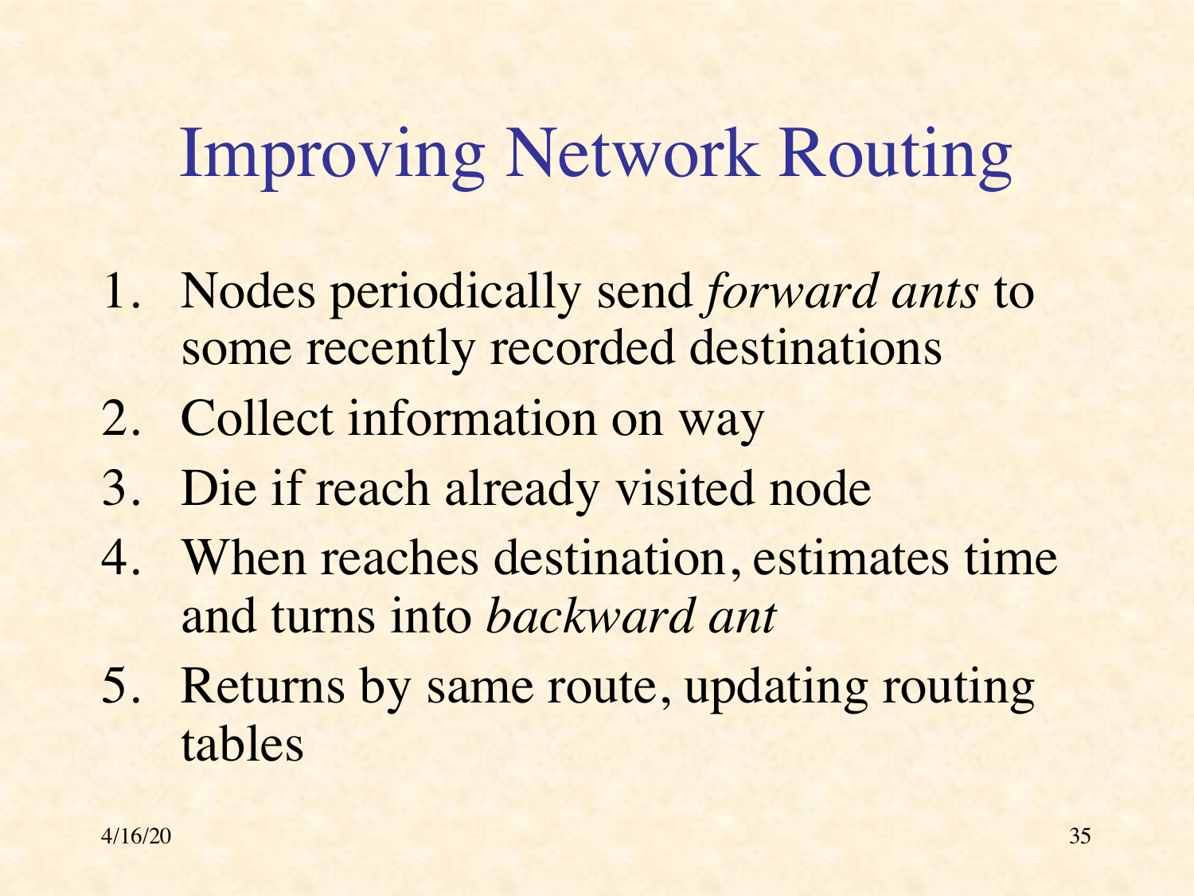# Improving Network Routing

1. Nodes periodically send *forward ants* to some recently recorded destinations
2. Collect information on way
3. Die if reach already visited node
4. When reaches destination, estimates time and turns into *backward ant*
5. Returns by same route, updating routing tables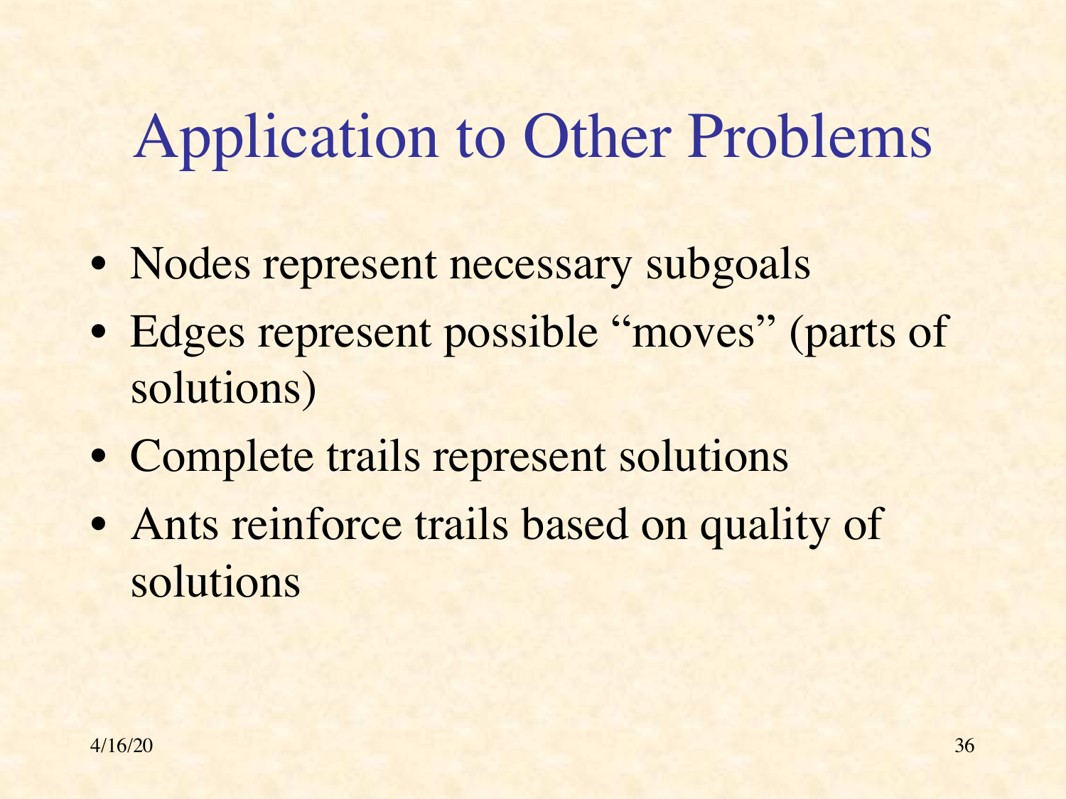# Application to Other Problems

- Nodes represent necessary subgoals
- Edges represent possible "moves" (parts of solutions)
- Complete trails represent solutions
- Ants reinforce trails based on quality of solutions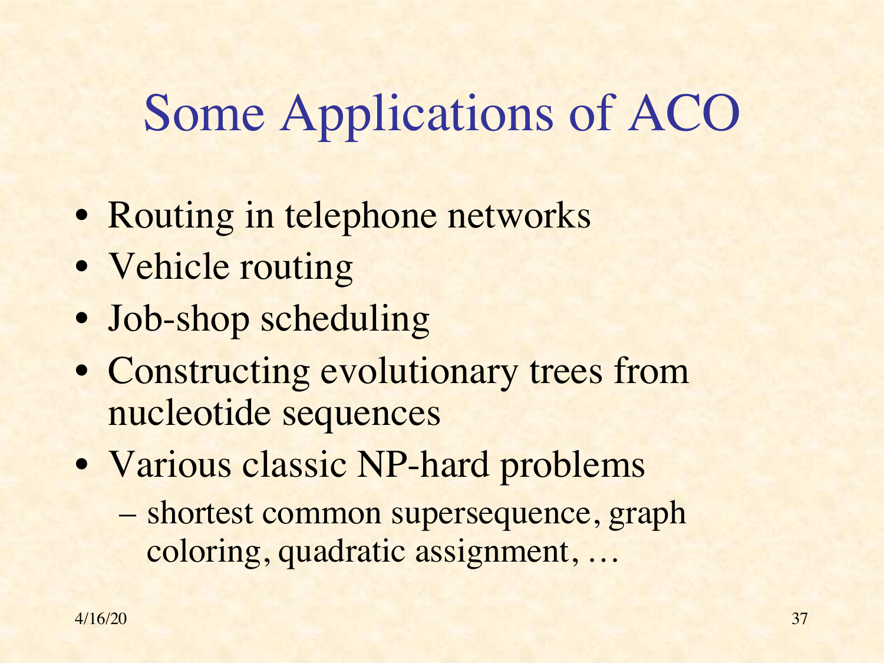# Some Applications of ACO

- Routing in telephone networks
- Vehicle routing
- Job-shop scheduling
- Constructing evolutionary trees from nucleotide sequences
- Various classic NP-hard problems
  - shortest common supersequence, graph coloring, quadratic assignment, …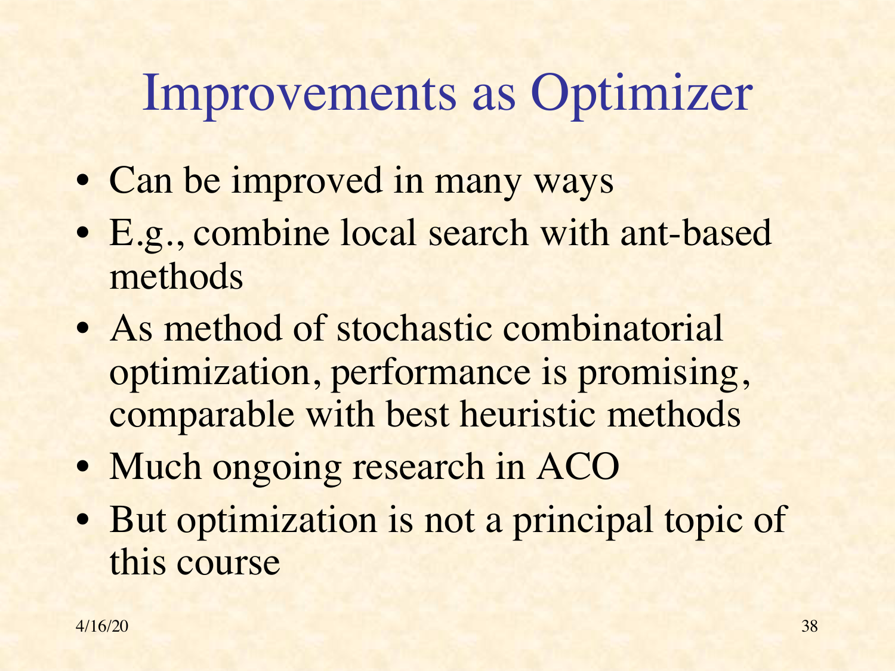# Improvements as Optimizer

- Can be improved in many ways
- E.g., combine local search with ant-based methods
- As method of stochastic combinatorial optimization, performance is promising, comparable with best heuristic methods
- Much ongoing research in ACO
- But optimization is not a principal topic of this course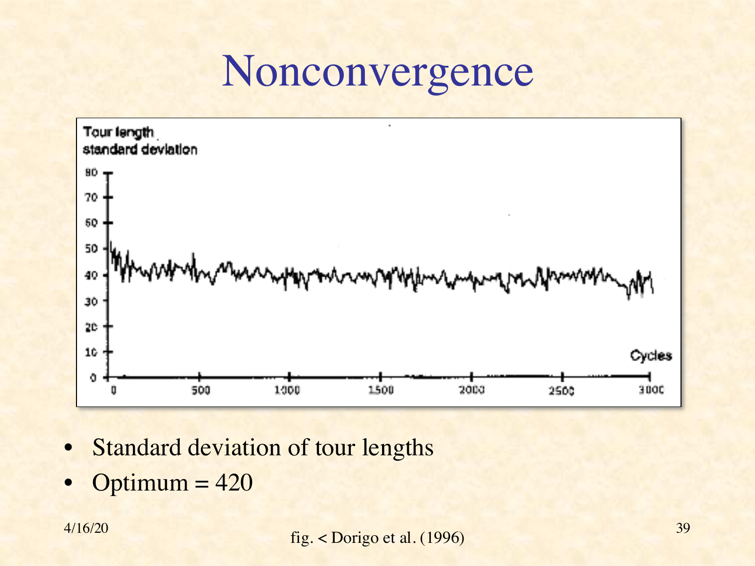# Nonconvergence

- Standard deviation of tour lengths
- Optimum = 420

fig. < Dorigo et al. (1996)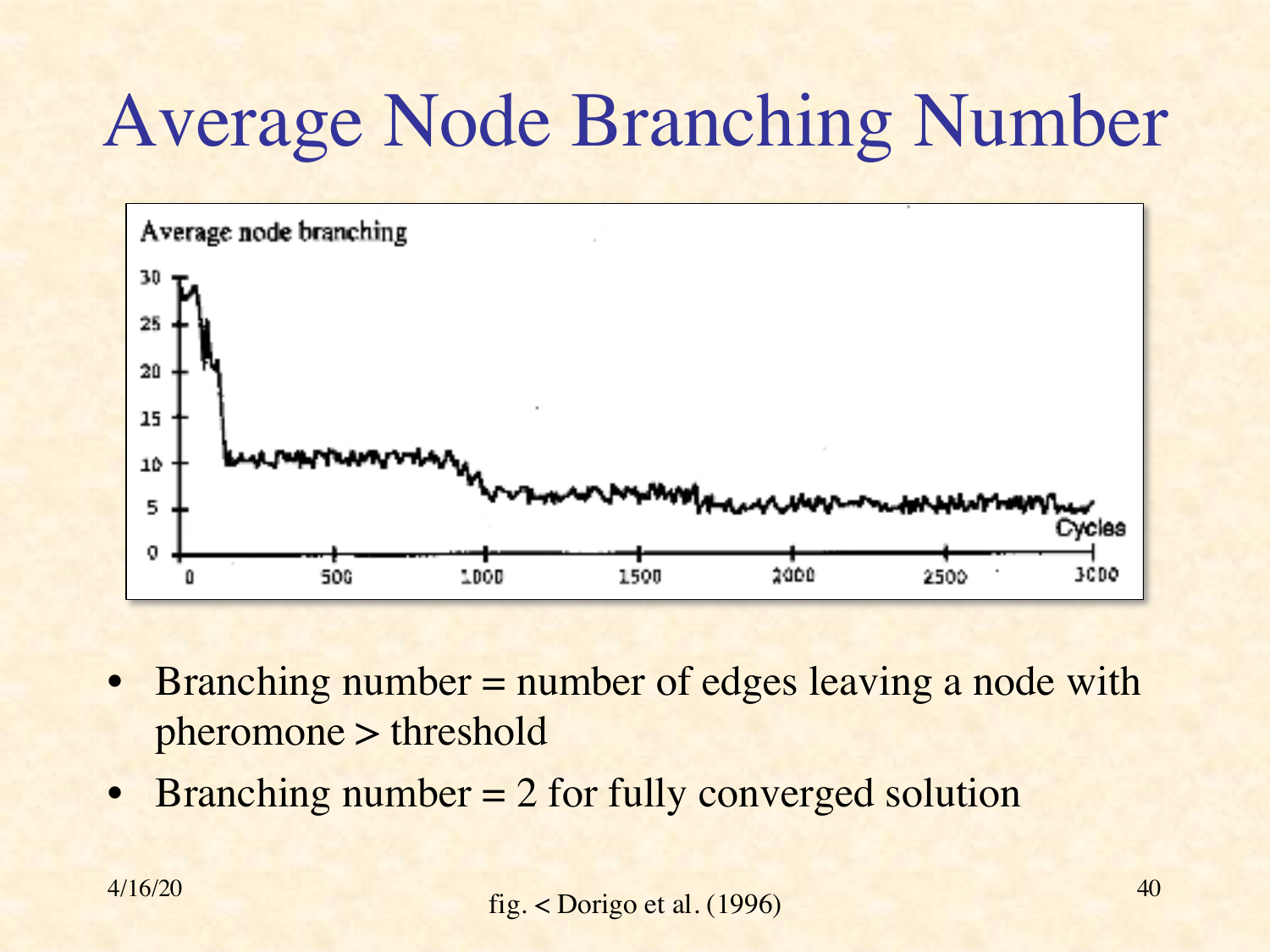# Average Node Branching Number

- Branching number = number of edges leaving a node with pheromone > threshold
- Branching number = 2 for fully converged solution

fig. < Dorigo et al. (1996)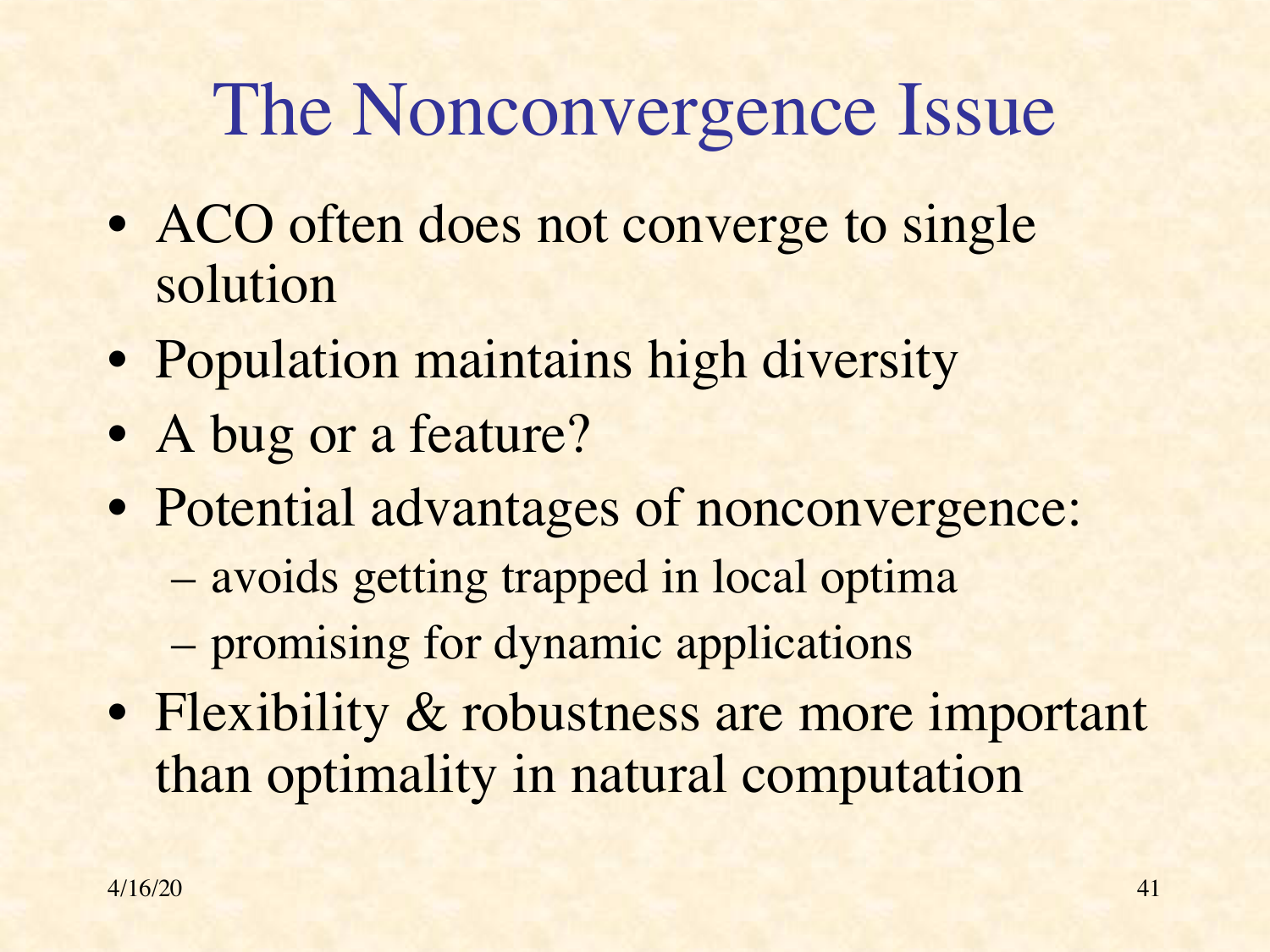# The Nonconvergence Issue

- ACO often does not converge to single solution
- Population maintains high diversity
- A bug or a feature?
- Potential advantages of nonconvergence:
  - avoids getting trapped in local optima
  - promising for dynamic applications
- Flexibility & robustness are more important than optimality in natural computation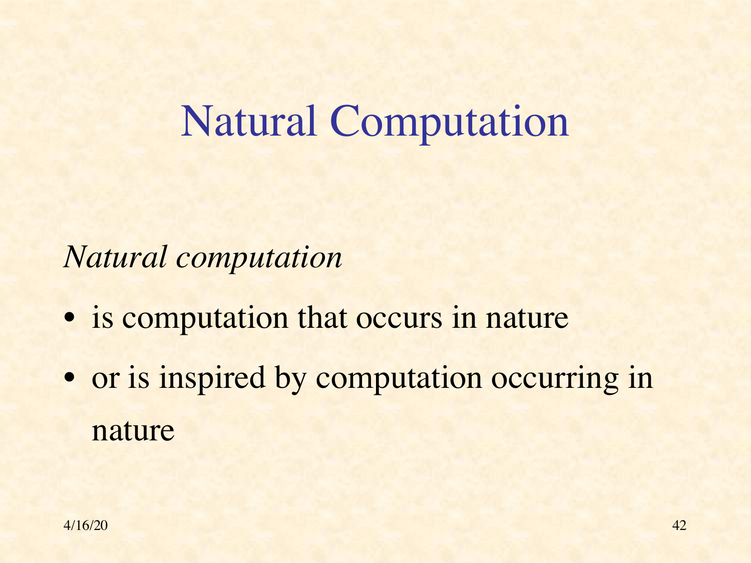# Natural Computation

*Natural computation*

- is computation that occurs in nature
- or is inspired by computation occurring in nature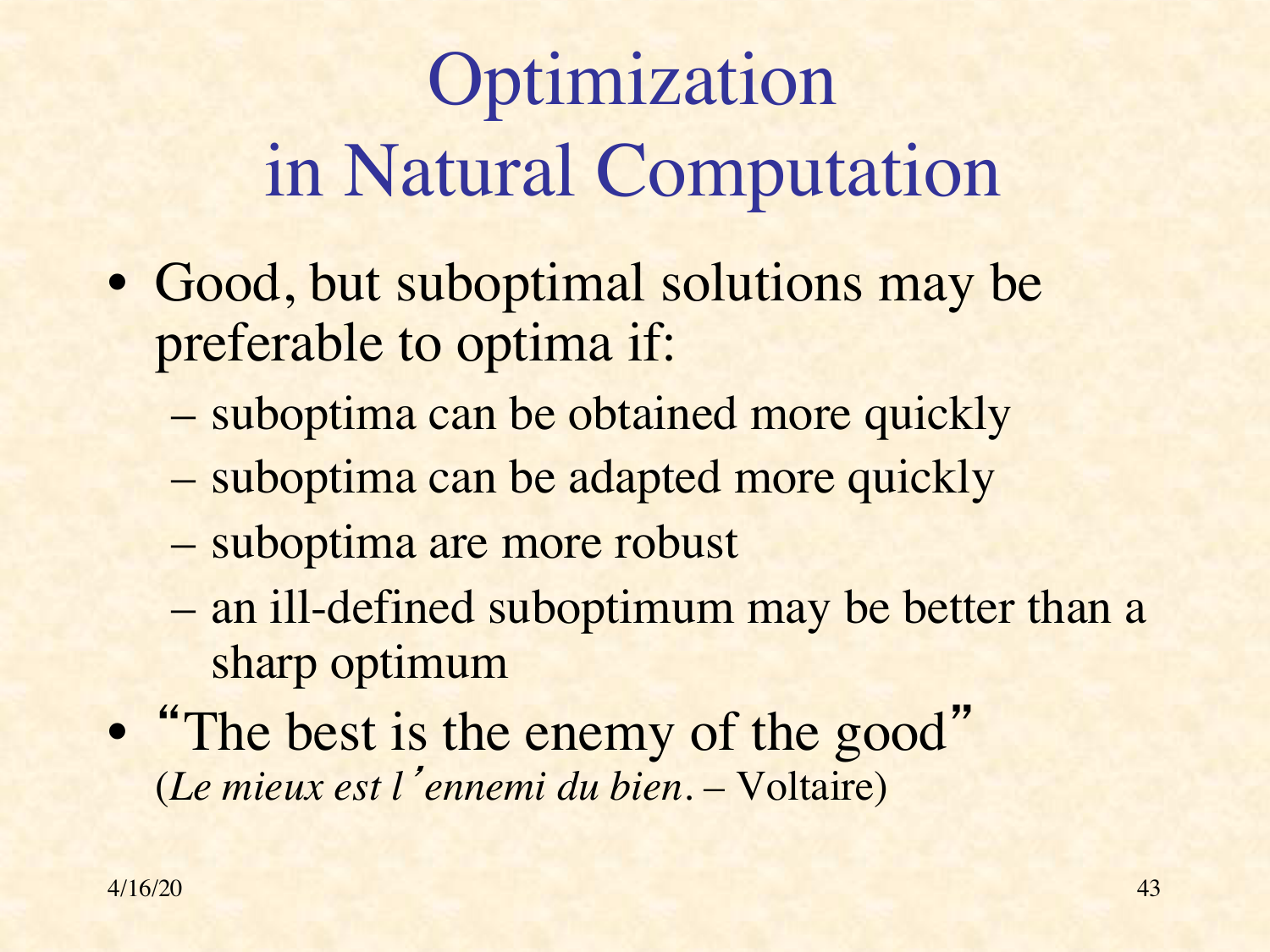# Optimization in Natural Computation

- Good, but suboptimal solutions may be preferable to optima if:
  - suboptima can be obtained more quickly
  - suboptima can be adapted more quickly
  - suboptima are more robust
  - an ill-defined suboptimum may be better than a sharp optimum
- "The best is the enemy of the good"
  (*Le mieux est l'ennemi du bien*. – Voltaire)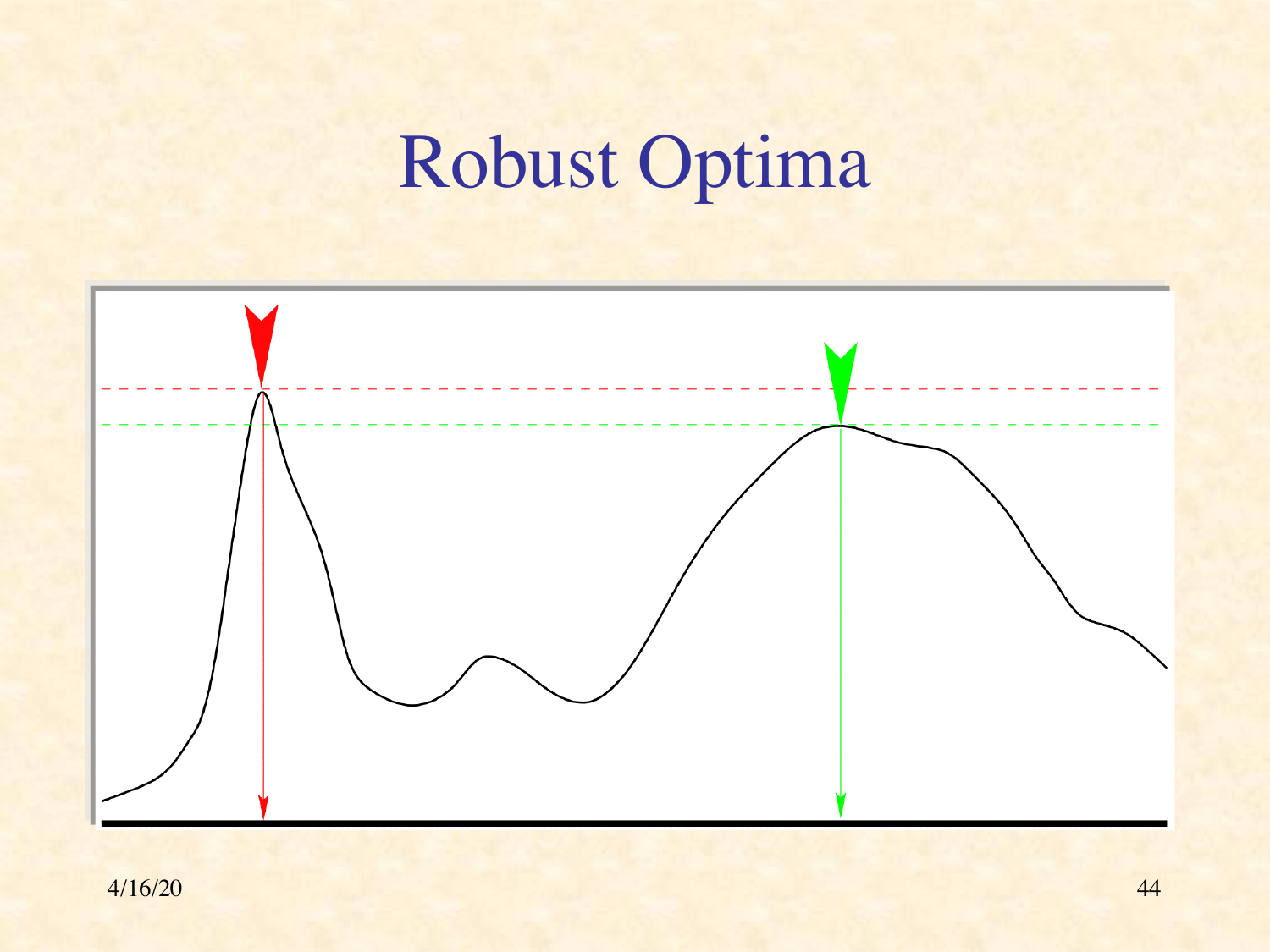# Robust Optima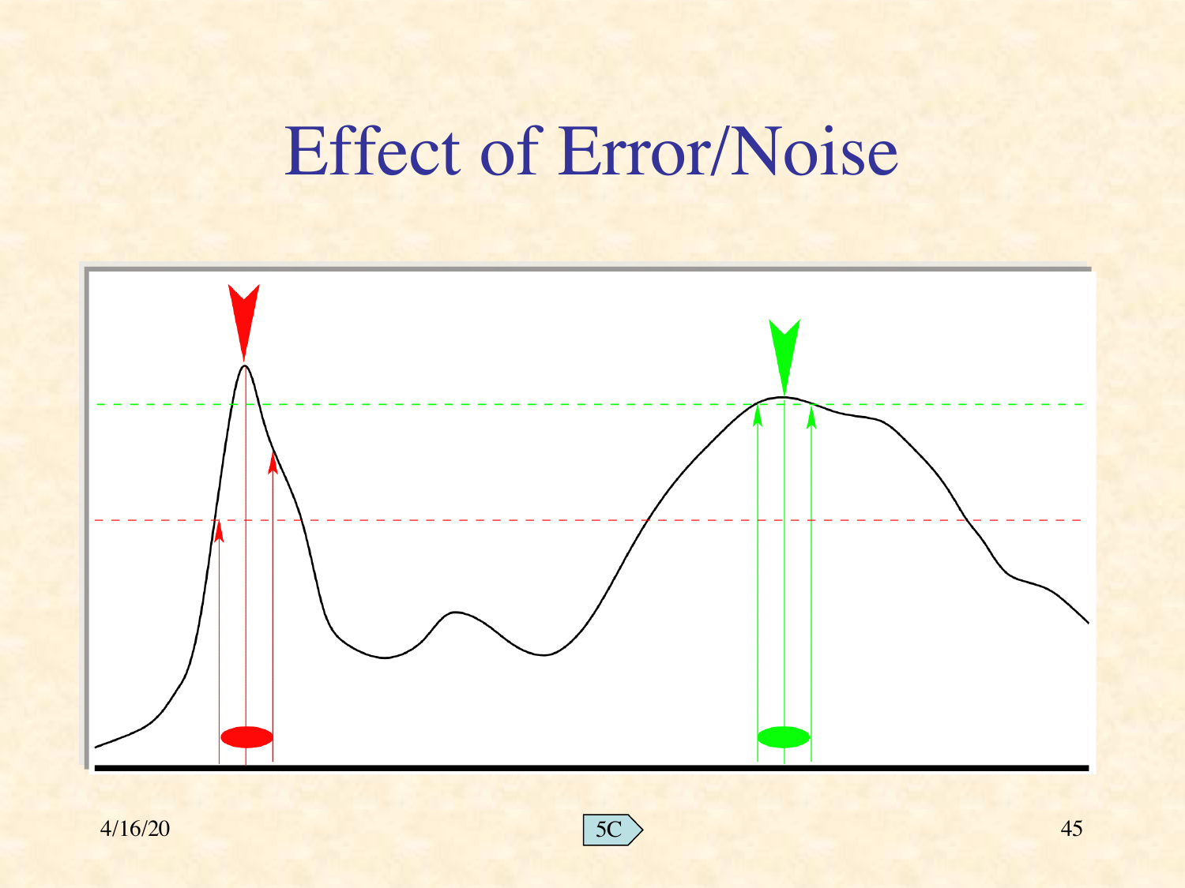# Effect of Error/Noise

5C